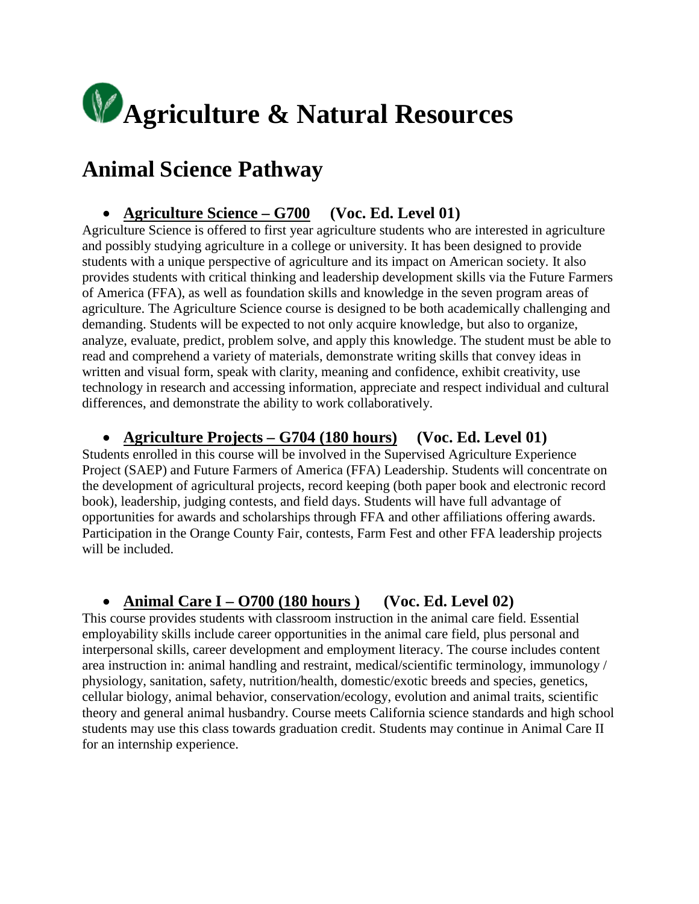# Agriculture & Natural Resources

## Animal Science Pathway

- **Agriculture Science – G700** **(Voc. Ed. Level 01)**

Agriculture Science is offered to first year agriculture students who are interested in agriculture and possibly studying agriculture in a college or university. It has been designed to provide students with a unique perspective of agriculture and its impact on American society. It also provides students with critical thinking and leadership development skills via the Future Farmers of America (FFA), as well as foundation skills and knowledge in the seven program areas of agriculture. The Agriculture Science course is designed to be both academically challenging and demanding. Students will be expected to not only acquire knowledge, but also to organize, analyze, evaluate, predict, problem solve, and apply this knowledge. The student must be able to read and comprehend a variety of materials, demonstrate writing skills that convey ideas in written and visual form, speak with clarity, meaning and confidence, exhibit creativity, use technology in research and accessing information, appreciate and respect individual and cultural differences, and demonstrate the ability to work collaboratively.

- **Agriculture Projects – G704 (180 hours)** **(Voc. Ed. Level 01)**

Students enrolled in this course will be involved in the Supervised Agriculture Experience Project (SAEP) and Future Farmers of America (FFA) Leadership. Students will concentrate on the development of agricultural projects, record keeping (both paper book and electronic record book), leadership, judging contests, and field days. Students will have full advantage of opportunities for awards and scholarships through FFA and other affiliations offering awards. Participation in the Orange County Fair, contests, Farm Fest and other FFA leadership projects will be included.

- **Animal Care I – O700 (180 hours )** **(Voc. Ed. Level 02)**

This course provides students with classroom instruction in the animal care field. Essential employability skills include career opportunities in the animal care field, plus personal and interpersonal skills, career development and employment literacy. The course includes content area instruction in: animal handling and restraint, medical/scientific terminology, immunology / physiology, sanitation, safety, nutrition/health, domestic/exotic breeds and species, genetics, cellular biology, animal behavior, conservation/ecology, evolution and animal traits, scientific theory and general animal husbandry. Course meets California science standards and high school students may use this class towards graduation credit. Students may continue in Animal Care II for an internship experience.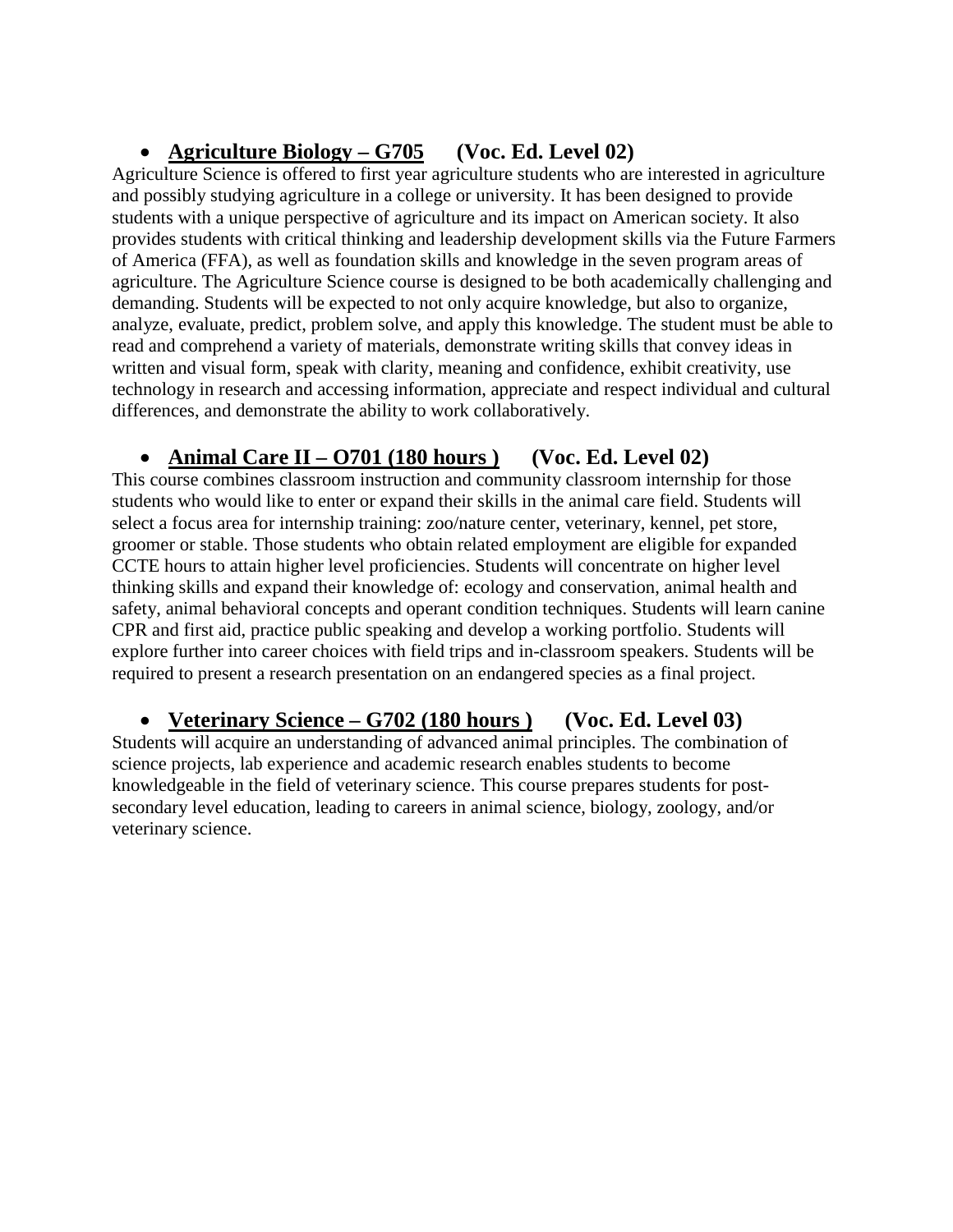- **<u>Agriculture Biology – G705</u> (Voc. Ed. Level 02)**

Agriculture Science is offered to first year agriculture students who are interested in agriculture and possibly studying agriculture in a college or university. It has been designed to provide students with a unique perspective of agriculture and its impact on American society. It also provides students with critical thinking and leadership development skills via the Future Farmers of America (FFA), as well as foundation skills and knowledge in the seven program areas of agriculture. The Agriculture Science course is designed to be both academically challenging and demanding. Students will be expected to not only acquire knowledge, but also to organize, analyze, evaluate, predict, problem solve, and apply this knowledge. The student must be able to read and comprehend a variety of materials, demonstrate writing skills that convey ideas in written and visual form, speak with clarity, meaning and confidence, exhibit creativity, use technology in research and accessing information, appreciate and respect individual and cultural differences, and demonstrate the ability to work collaboratively.

- **<u>Animal Care II – O701 (180 hours )</u> (Voc. Ed. Level 02)**

This course combines classroom instruction and community classroom internship for those students who would like to enter or expand their skills in the animal care field. Students will select a focus area for internship training: zoo/nature center, veterinary, kennel, pet store, groomer or stable. Those students who obtain related employment are eligible for expanded CCTE hours to attain higher level proficiencies. Students will concentrate on higher level thinking skills and expand their knowledge of: ecology and conservation, animal health and safety, animal behavioral concepts and operant condition techniques. Students will learn canine CPR and first aid, practice public speaking and develop a working portfolio. Students will explore further into career choices with field trips and in-classroom speakers. Students will be required to present a research presentation on an endangered species as a final project.

- **<u>Veterinary Science – G702 (180 hours )</u> (Voc. Ed. Level 03)**

Students will acquire an understanding of advanced animal principles. The combination of science projects, lab experience and academic research enables students to become knowledgeable in the field of veterinary science. This course prepares students for post-secondary level education, leading to careers in animal science, biology, zoology, and/or veterinary science.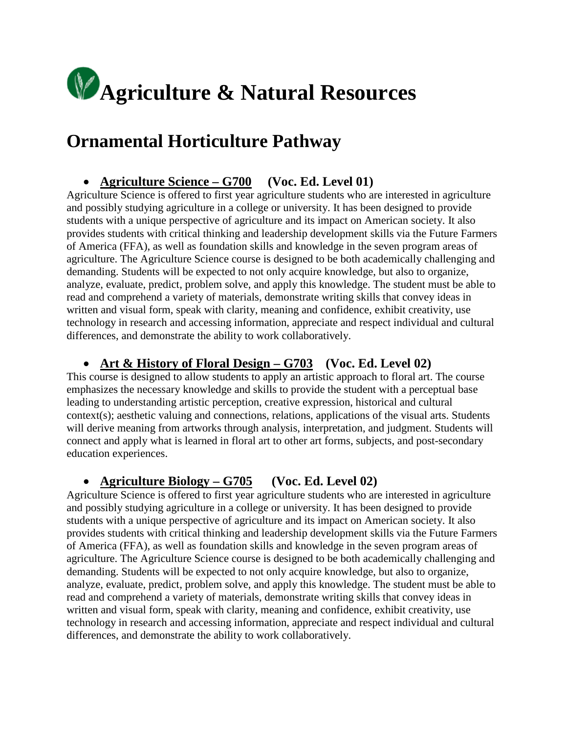# Agriculture & Natural Resources

## Ornamental Horticulture Pathway

- **Agriculture Science – G700**    **(Voc. Ed. Level 01)**

Agriculture Science is offered to first year agriculture students who are interested in agriculture and possibly studying agriculture in a college or university. It has been designed to provide students with a unique perspective of agriculture and its impact on American society. It also provides students with critical thinking and leadership development skills via the Future Farmers of America (FFA), as well as foundation skills and knowledge in the seven program areas of agriculture. The Agriculture Science course is designed to be both academically challenging and demanding. Students will be expected to not only acquire knowledge, but also to organize, analyze, evaluate, predict, problem solve, and apply this knowledge. The student must be able to read and comprehend a variety of materials, demonstrate writing skills that convey ideas in written and visual form, speak with clarity, meaning and confidence, exhibit creativity, use technology in research and accessing information, appreciate and respect individual and cultural differences, and demonstrate the ability to work collaboratively.

- **Art & History of Floral Design – G703**    **(Voc. Ed. Level 02)**

This course is designed to allow students to apply an artistic approach to floral art. The course emphasizes the necessary knowledge and skills to provide the student with a perceptual base leading to understanding artistic perception, creative expression, historical and cultural context(s); aesthetic valuing and connections, relations, applications of the visual arts. Students will derive meaning from artworks through analysis, interpretation, and judgment. Students will connect and apply what is learned in floral art to other art forms, subjects, and post-secondary education experiences.

- **Agriculture Biology – G705**    **(Voc. Ed. Level 02)**

Agriculture Science is offered to first year agriculture students who are interested in agriculture and possibly studying agriculture in a college or university. It has been designed to provide students with a unique perspective of agriculture and its impact on American society. It also provides students with critical thinking and leadership development skills via the Future Farmers of America (FFA), as well as foundation skills and knowledge in the seven program areas of agriculture. The Agriculture Science course is designed to be both academically challenging and demanding. Students will be expected to not only acquire knowledge, but also to organize, analyze, evaluate, predict, problem solve, and apply this knowledge. The student must be able to read and comprehend a variety of materials, demonstrate writing skills that convey ideas in written and visual form, speak with clarity, meaning and confidence, exhibit creativity, use technology in research and accessing information, appreciate and respect individual and cultural differences, and demonstrate the ability to work collaboratively.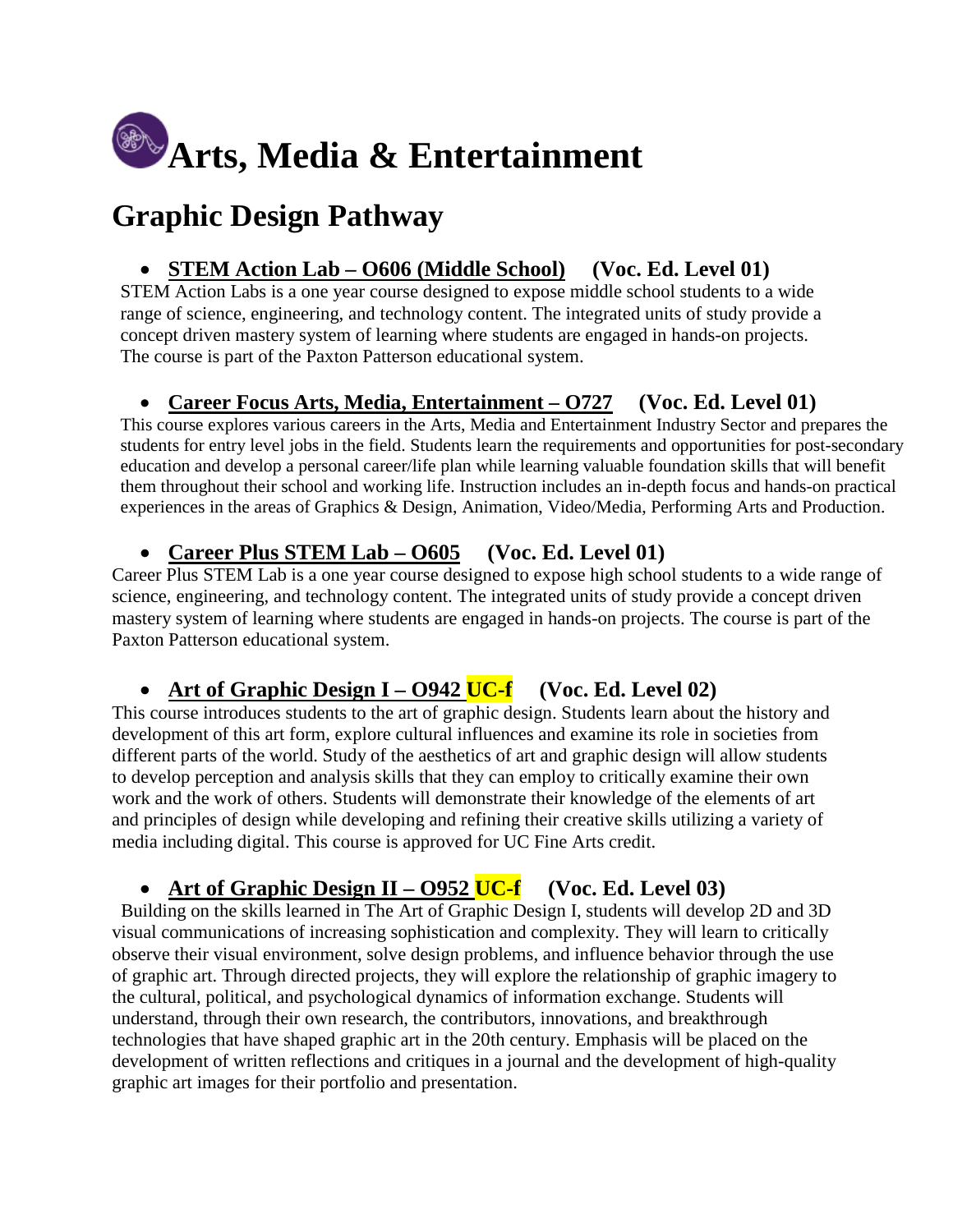# Arts, Media & Entertainment

## Graphic Design Pathway

- **STEM Action Lab – O606 (Middle School)** **(Voc. Ed. Level 01)**

STEM Action Labs is a one year course designed to expose middle school students to a wide range of science, engineering, and technology content. The integrated units of study provide a concept driven mastery system of learning where students are engaged in hands-on projects. The course is part of the Paxton Patterson educational system.

- **Career Focus Arts, Media, Entertainment – O727** **(Voc. Ed. Level 01)**

This course explores various careers in the Arts, Media and Entertainment Industry Sector and prepares the students for entry level jobs in the field. Students learn the requirements and opportunities for post-secondary education and develop a personal career/life plan while learning valuable foundation skills that will benefit them throughout their school and working life. Instruction includes an in-depth focus and hands-on practical experiences in the areas of Graphics & Design, Animation, Video/Media, Performing Arts and Production.

- **Career Plus STEM Lab – O605** **(Voc. Ed. Level 01)**

Career Plus STEM Lab is a one year course designed to expose high school students to a wide range of science, engineering, and technology content. The integrated units of study provide a concept driven mastery system of learning where students are engaged in hands-on projects. The course is part of the Paxton Patterson educational system.

- **Art of Graphic Design I – O942 UC-f** **(Voc. Ed. Level 02)**

This course introduces students to the art of graphic design. Students learn about the history and development of this art form, explore cultural influences and examine its role in societies from different parts of the world. Study of the aesthetics of art and graphic design will allow students to develop perception and analysis skills that they can employ to critically examine their own work and the work of others. Students will demonstrate their knowledge of the elements of art and principles of design while developing and refining their creative skills utilizing a variety of media including digital. This course is approved for UC Fine Arts credit.

- **Art of Graphic Design II – O952 UC-f** **(Voc. Ed. Level 03)**

Building on the skills learned in The Art of Graphic Design I, students will develop 2D and 3D visual communications of increasing sophistication and complexity. They will learn to critically observe their visual environment, solve design problems, and influence behavior through the use of graphic art. Through directed projects, they will explore the relationship of graphic imagery to the cultural, political, and psychological dynamics of information exchange. Students will understand, through their own research, the contributors, innovations, and breakthrough technologies that have shaped graphic art in the 20th century. Emphasis will be placed on the development of written reflections and critiques in a journal and the development of high-quality graphic art images for their portfolio and presentation.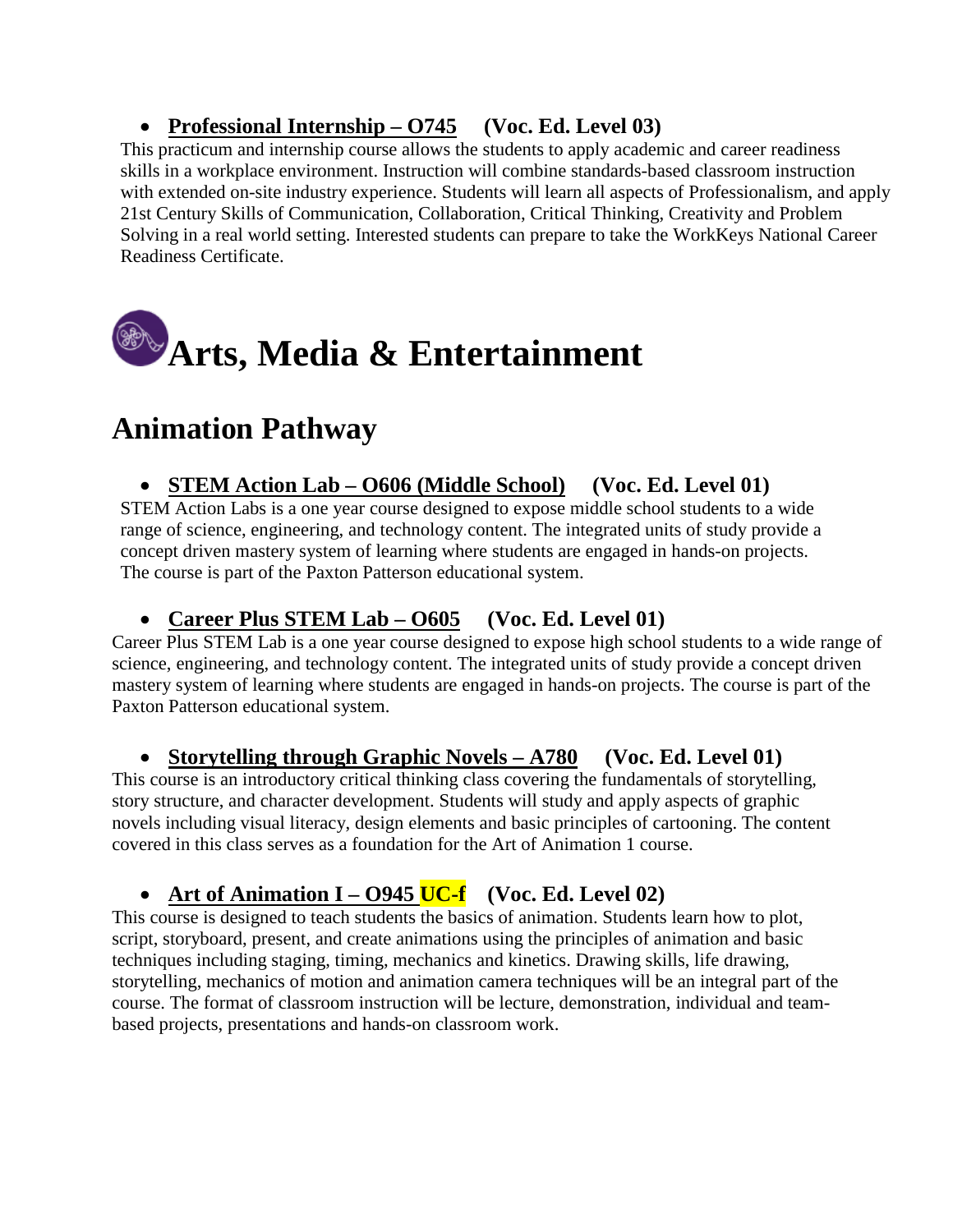- **Professional Internship – O745** **(Voc. Ed. Level 03)**

This practicum and internship course allows the students to apply academic and career readiness skills in a workplace environment. Instruction will combine standards-based classroom instruction with extended on-site industry experience. Students will learn all aspects of Professionalism, and apply 21st Century Skills of Communication, Collaboration, Critical Thinking, Creativity and Problem Solving in a real world setting. Interested students can prepare to take the WorkKeys National Career Readiness Certificate.

# Arts, Media & Entertainment

## Animation Pathway

- **STEM Action Lab – O606 (Middle School)** **(Voc. Ed. Level 01)**

STEM Action Labs is a one year course designed to expose middle school students to a wide range of science, engineering, and technology content. The integrated units of study provide a concept driven mastery system of learning where students are engaged in hands-on projects. The course is part of the Paxton Patterson educational system.

- **Career Plus STEM Lab – O605** **(Voc. Ed. Level 01)**

Career Plus STEM Lab is a one year course designed to expose high school students to a wide range of science, engineering, and technology content. The integrated units of study provide a concept driven mastery system of learning where students are engaged in hands-on projects. The course is part of the Paxton Patterson educational system.

- **Storytelling through Graphic Novels – A780** **(Voc. Ed. Level 01)**

This course is an introductory critical thinking class covering the fundamentals of storytelling, story structure, and character development. Students will study and apply aspects of graphic novels including visual literacy, design elements and basic principles of cartooning. The content covered in this class serves as a foundation for the Art of Animation 1 course.

- **Art of Animation I – O945 UC-f** **(Voc. Ed. Level 02)**

This course is designed to teach students the basics of animation. Students learn how to plot, script, storyboard, present, and create animations using the principles of animation and basic techniques including staging, timing, mechanics and kinetics. Drawing skills, life drawing, storytelling, mechanics of motion and animation camera techniques will be an integral part of the course. The format of classroom instruction will be lecture, demonstration, individual and team-based projects, presentations and hands-on classroom work.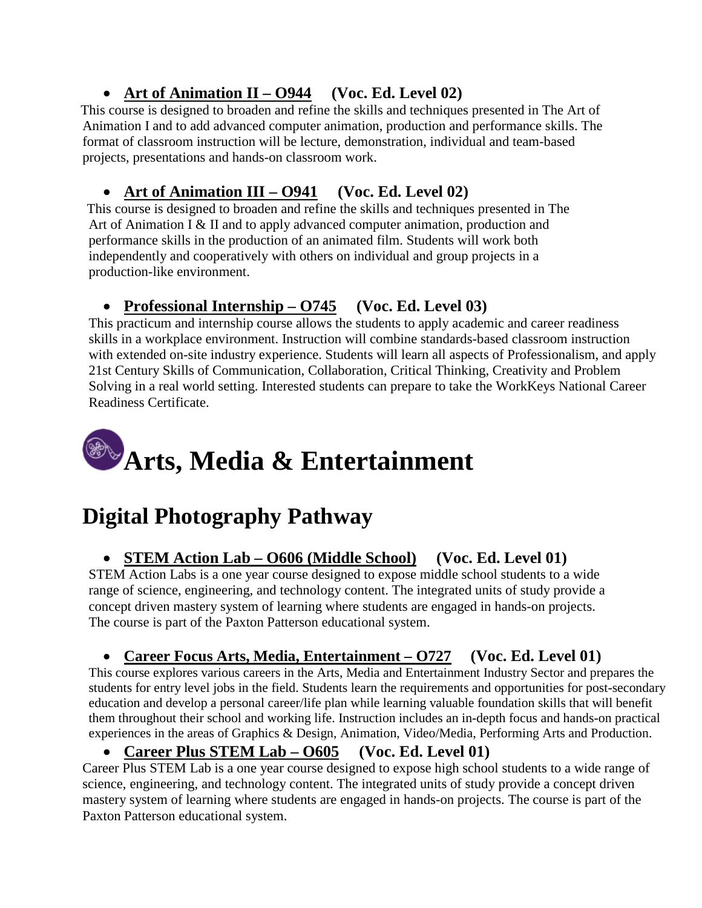- **Art of Animation II – O944** **(Voc. Ed. Level 02)**

This course is designed to broaden and refine the skills and techniques presented in The Art of Animation I and to add advanced computer animation, production and performance skills. The format of classroom instruction will be lecture, demonstration, individual and team-based projects, presentations and hands-on classroom work.

- **Art of Animation III – O941** **(Voc. Ed. Level 02)**

This course is designed to broaden and refine the skills and techniques presented in The Art of Animation I & II and to apply advanced computer animation, production and performance skills in the production of an animated film. Students will work both independently and cooperatively with others on individual and group projects in a production-like environment.

- **Professional Internship – O745** **(Voc. Ed. Level 03)**

This practicum and internship course allows the students to apply academic and career readiness skills in a workplace environment. Instruction will combine standards-based classroom instruction with extended on-site industry experience. Students will learn all aspects of Professionalism, and apply 21st Century Skills of Communication, Collaboration, Critical Thinking, Creativity and Problem Solving in a real world setting. Interested students can prepare to take the WorkKeys National Career Readiness Certificate.

# Arts, Media & Entertainment

## Digital Photography Pathway

- **STEM Action Lab – O606 (Middle School)** **(Voc. Ed. Level 01)**

STEM Action Labs is a one year course designed to expose middle school students to a wide range of science, engineering, and technology content. The integrated units of study provide a concept driven mastery system of learning where students are engaged in hands-on projects. The course is part of the Paxton Patterson educational system.

- **Career Focus Arts, Media, Entertainment – O727** **(Voc. Ed. Level 01)**

This course explores various careers in the Arts, Media and Entertainment Industry Sector and prepares the students for entry level jobs in the field. Students learn the requirements and opportunities for post-secondary education and develop a personal career/life plan while learning valuable foundation skills that will benefit them throughout their school and working life. Instruction includes an in-depth focus and hands-on practical experiences in the areas of Graphics & Design, Animation, Video/Media, Performing Arts and Production.

- **Career Plus STEM Lab – O605** **(Voc. Ed. Level 01)**

Career Plus STEM Lab is a one year course designed to expose high school students to a wide range of science, engineering, and technology content. The integrated units of study provide a concept driven mastery system of learning where students are engaged in hands-on projects. The course is part of the Paxton Patterson educational system.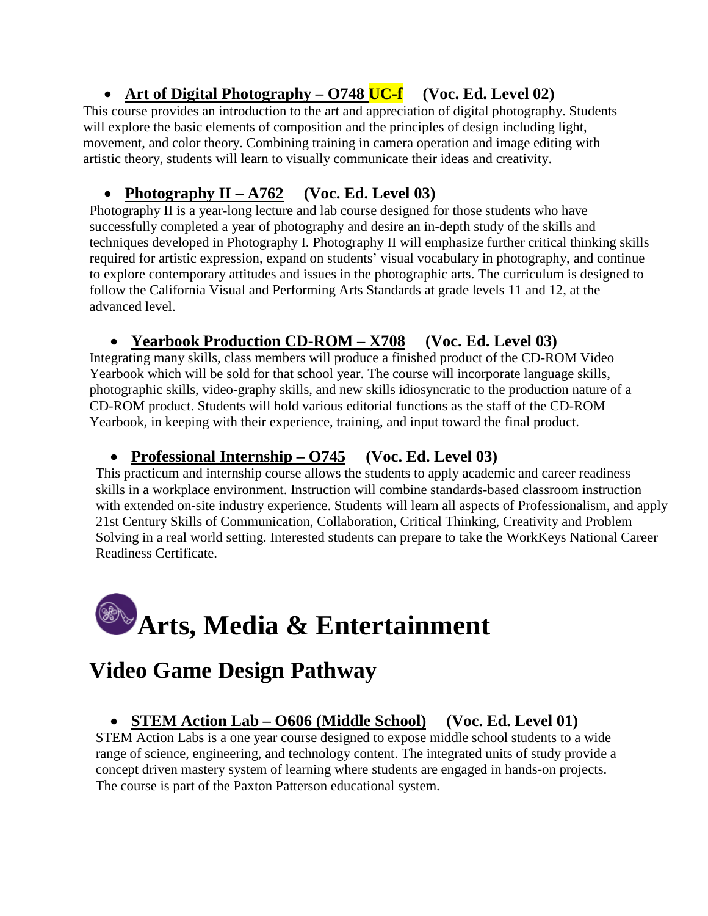- **<u>Art of Digital Photography – O748 UC-f</u>     (Voc. Ed. Level 02)**

This course provides an introduction to the art and appreciation of digital photography. Students will explore the basic elements of composition and the principles of design including light, movement, and color theory. Combining training in camera operation and image editing with artistic theory, students will learn to visually communicate their ideas and creativity.

- **<u>Photography II – A762</u>     (Voc. Ed. Level 03)**

Photography II is a year-long lecture and lab course designed for those students who have successfully completed a year of photography and desire an in-depth study of the skills and techniques developed in Photography I. Photography II will emphasize further critical thinking skills required for artistic expression, expand on students' visual vocabulary in photography, and continue to explore contemporary attitudes and issues in the photographic arts. The curriculum is designed to follow the California Visual and Performing Arts Standards at grade levels 11 and 12, at the advanced level.

- **<u>Yearbook Production CD-ROM – X708</u>     (Voc. Ed. Level 03)**

Integrating many skills, class members will produce a finished product of the CD-ROM Video Yearbook which will be sold for that school year. The course will incorporate language skills, photographic skills, video-graphy skills, and new skills idiosyncratic to the production nature of a CD-ROM product. Students will hold various editorial functions as the staff of the CD-ROM Yearbook, in keeping with their experience, training, and input toward the final product.

- **<u>Professional Internship – O745</u>     (Voc. Ed. Level 03)**

This practicum and internship course allows the students to apply academic and career readiness skills in a workplace environment. Instruction will combine standards-based classroom instruction with extended on-site industry experience. Students will learn all aspects of Professionalism, and apply 21st Century Skills of Communication, Collaboration, Critical Thinking, Creativity and Problem Solving in a real world setting. Interested students can prepare to take the WorkKeys National Career Readiness Certificate.

# Arts, Media & Entertainment

## Video Game Design Pathway

- **<u>STEM Action Lab – O606 (Middle School)</u>     (Voc. Ed. Level 01)**

STEM Action Labs is a one year course designed to expose middle school students to a wide range of science, engineering, and technology content. The integrated units of study provide a concept driven mastery system of learning where students are engaged in hands-on projects. The course is part of the Paxton Patterson educational system.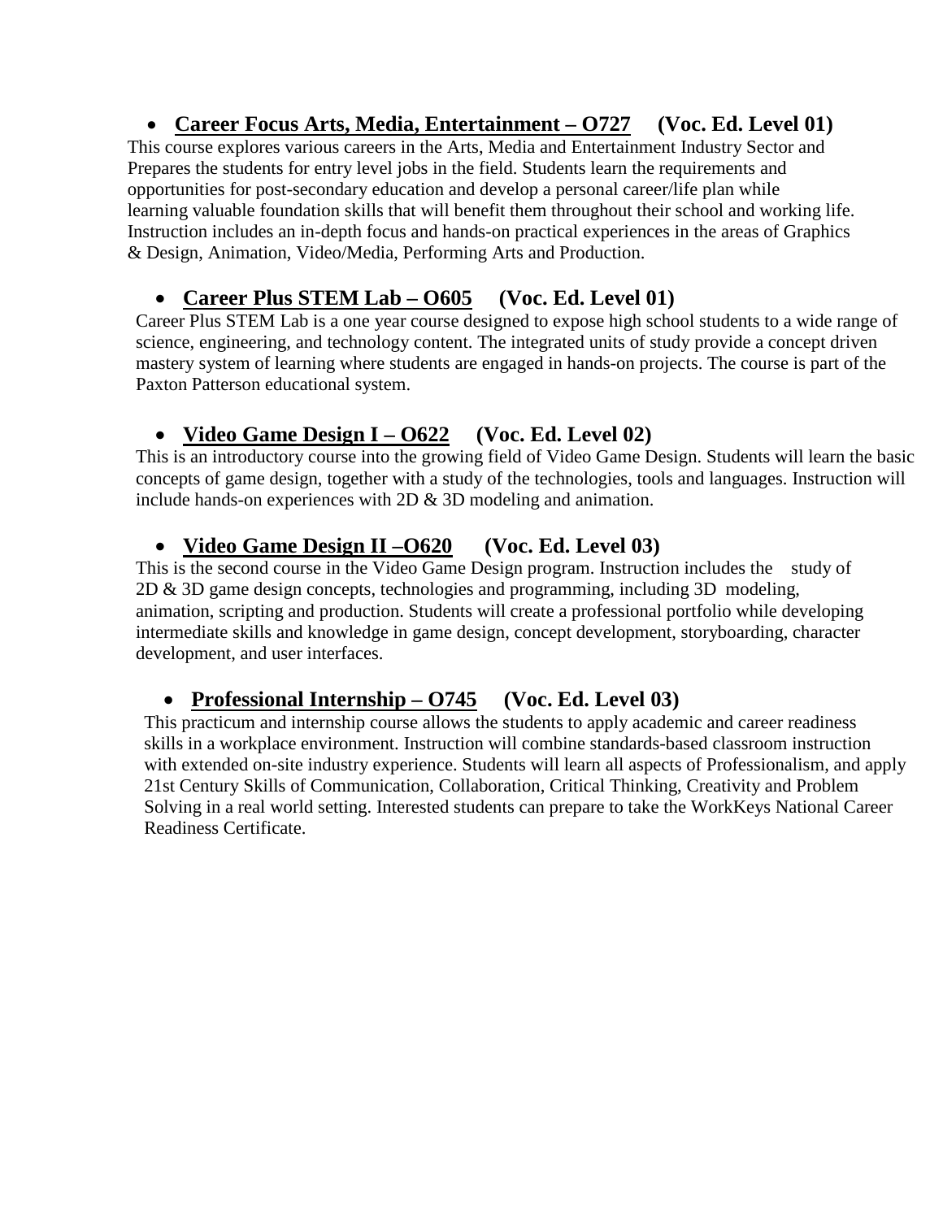- **Career Focus Arts, Media, Entertainment – O727 (Voc. Ed. Level 01)**

This course explores various careers in the Arts, Media and Entertainment Industry Sector and Prepares the students for entry level jobs in the field. Students learn the requirements and opportunities for post-secondary education and develop a personal career/life plan while learning valuable foundation skills that will benefit them throughout their school and working life. Instruction includes an in-depth focus and hands-on practical experiences in the areas of Graphics & Design, Animation, Video/Media, Performing Arts and Production.

- **Career Plus STEM Lab – O605 (Voc. Ed. Level 01)**

Career Plus STEM Lab is a one year course designed to expose high school students to a wide range of science, engineering, and technology content. The integrated units of study provide a concept driven mastery system of learning where students are engaged in hands-on projects. The course is part of the Paxton Patterson educational system.

- **Video Game Design I – O622 (Voc. Ed. Level 02)**

This is an introductory course into the growing field of Video Game Design. Students will learn the basic concepts of game design, together with a study of the technologies, tools and languages. Instruction will include hands-on experiences with 2D & 3D modeling and animation.

- **Video Game Design II –O620 (Voc. Ed. Level 03)**

This is the second course in the Video Game Design program. Instruction includes the study of 2D & 3D game design concepts, technologies and programming, including 3D modeling, animation, scripting and production. Students will create a professional portfolio while developing intermediate skills and knowledge in game design, concept development, storyboarding, character development, and user interfaces.

- **Professional Internship – O745 (Voc. Ed. Level 03)**

This practicum and internship course allows the students to apply academic and career readiness skills in a workplace environment. Instruction will combine standards-based classroom instruction with extended on-site industry experience. Students will learn all aspects of Professionalism, and apply 21st Century Skills of Communication, Collaboration, Critical Thinking, Creativity and Problem Solving in a real world setting. Interested students can prepare to take the WorkKeys National Career Readiness Certificate.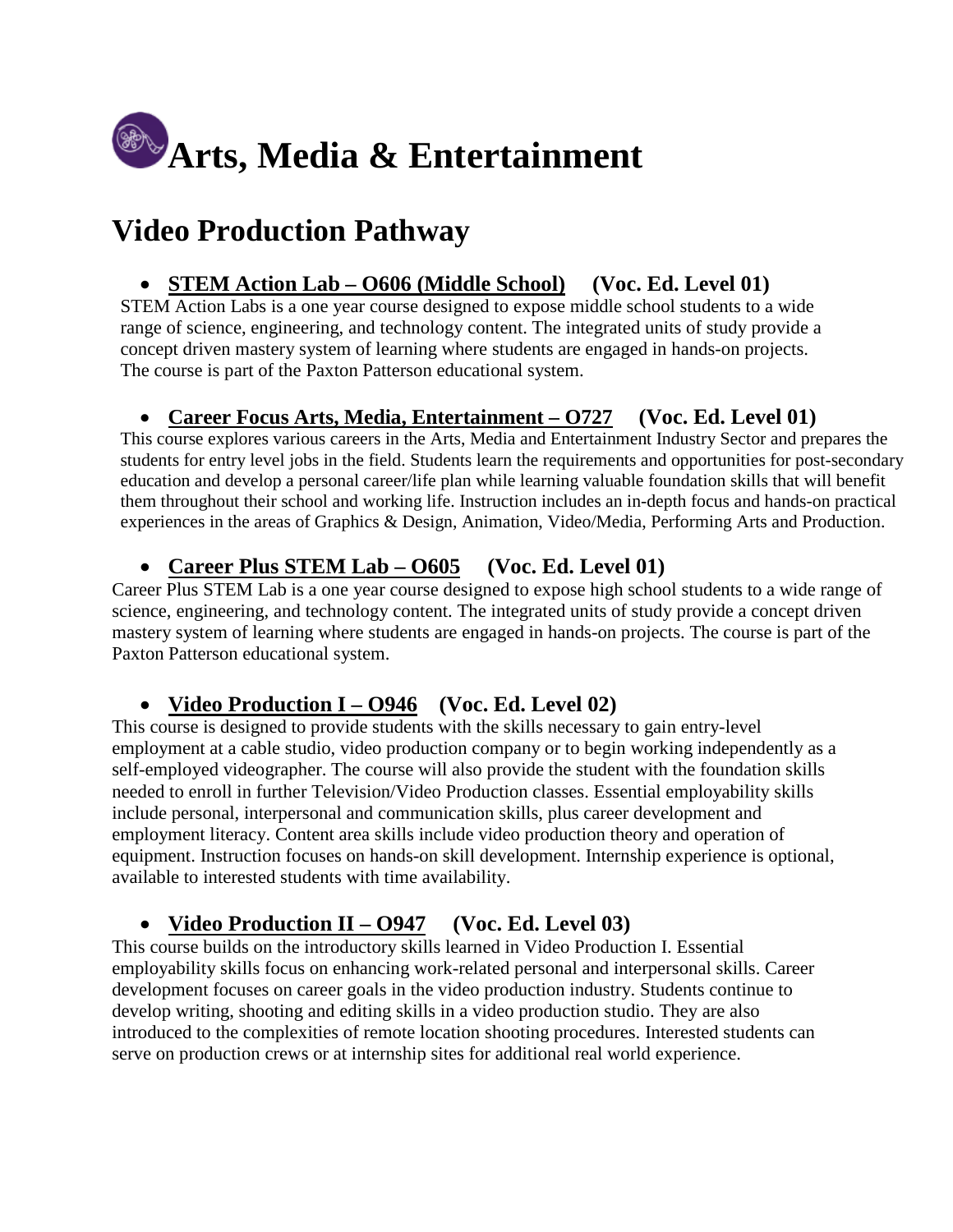# Arts, Media & Entertainment

## Video Production Pathway

- **STEM Action Lab – O606 (Middle School)** **(Voc. Ed. Level 01)**

STEM Action Labs is a one year course designed to expose middle school students to a wide range of science, engineering, and technology content. The integrated units of study provide a concept driven mastery system of learning where students are engaged in hands-on projects. The course is part of the Paxton Patterson educational system.

- **Career Focus Arts, Media, Entertainment – O727** **(Voc. Ed. Level 01)**

This course explores various careers in the Arts, Media and Entertainment Industry Sector and prepares the students for entry level jobs in the field. Students learn the requirements and opportunities for post-secondary education and develop a personal career/life plan while learning valuable foundation skills that will benefit them throughout their school and working life. Instruction includes an in-depth focus and hands-on practical experiences in the areas of Graphics & Design, Animation, Video/Media, Performing Arts and Production.

- **Career Plus STEM Lab – O605** **(Voc. Ed. Level 01)**

Career Plus STEM Lab is a one year course designed to expose high school students to a wide range of science, engineering, and technology content. The integrated units of study provide a concept driven mastery system of learning where students are engaged in hands-on projects. The course is part of the Paxton Patterson educational system.

- **Video Production I – O946** **(Voc. Ed. Level 02)**

This course is designed to provide students with the skills necessary to gain entry-level employment at a cable studio, video production company or to begin working independently as a self-employed videographer. The course will also provide the student with the foundation skills needed to enroll in further Television/Video Production classes. Essential employability skills include personal, interpersonal and communication skills, plus career development and employment literacy. Content area skills include video production theory and operation of equipment. Instruction focuses on hands-on skill development. Internship experience is optional, available to interested students with time availability.

- **Video Production II – O947** **(Voc. Ed. Level 03)**

This course builds on the introductory skills learned in Video Production I. Essential employability skills focus on enhancing work-related personal and interpersonal skills. Career development focuses on career goals in the video production industry. Students continue to develop writing, shooting and editing skills in a video production studio. They are also introduced to the complexities of remote location shooting procedures. Interested students can serve on production crews or at internship sites for additional real world experience.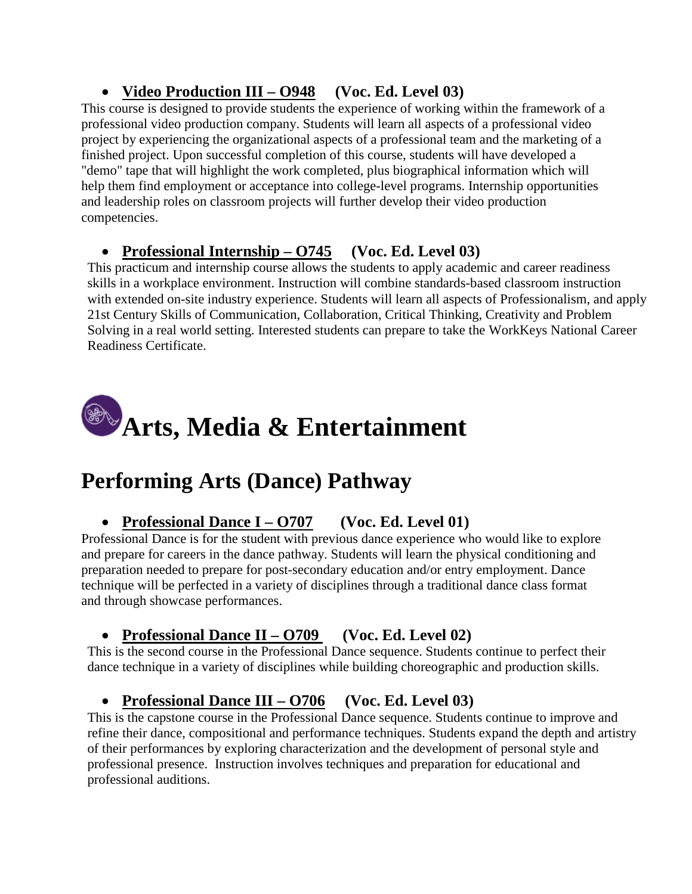- **Video Production III – O948 (Voc. Ed. Level 03)**

This course is designed to provide students the experience of working within the framework of a professional video production company. Students will learn all aspects of a professional video project by experiencing the organizational aspects of a professional team and the marketing of a finished project. Upon successful completion of this course, students will have developed a "demo" tape that will highlight the work completed, plus biographical information which will help them find employment or acceptance into college-level programs. Internship opportunities and leadership roles on classroom projects will further develop their video production competencies.

- **Professional Internship – O745 (Voc. Ed. Level 03)**

This practicum and internship course allows the students to apply academic and career readiness skills in a workplace environment. Instruction will combine standards-based classroom instruction with extended on-site industry experience. Students will learn all aspects of Professionalism, and apply 21st Century Skills of Communication, Collaboration, Critical Thinking, Creativity and Problem Solving in a real world setting. Interested students can prepare to take the WorkKeys National Career Readiness Certificate.

# Arts, Media & Entertainment

## Performing Arts (Dance) Pathway

- **Professional Dance I – O707 (Voc. Ed. Level 01)**

Professional Dance is for the student with previous dance experience who would like to explore and prepare for careers in the dance pathway. Students will learn the physical conditioning and preparation needed to prepare for post-secondary education and/or entry employment. Dance technique will be perfected in a variety of disciplines through a traditional dance class format and through showcase performances.

- **Professional Dance II – O709 (Voc. Ed. Level 02)**

This is the second course in the Professional Dance sequence. Students continue to perfect their dance technique in a variety of disciplines while building choreographic and production skills.

- **Professional Dance III – O706 (Voc. Ed. Level 03)**

This is the capstone course in the Professional Dance sequence. Students continue to improve and refine their dance, compositional and performance techniques. Students expand the depth and artistry of their performances by exploring characterization and the development of personal style and professional presence. Instruction involves techniques and preparation for educational and professional auditions.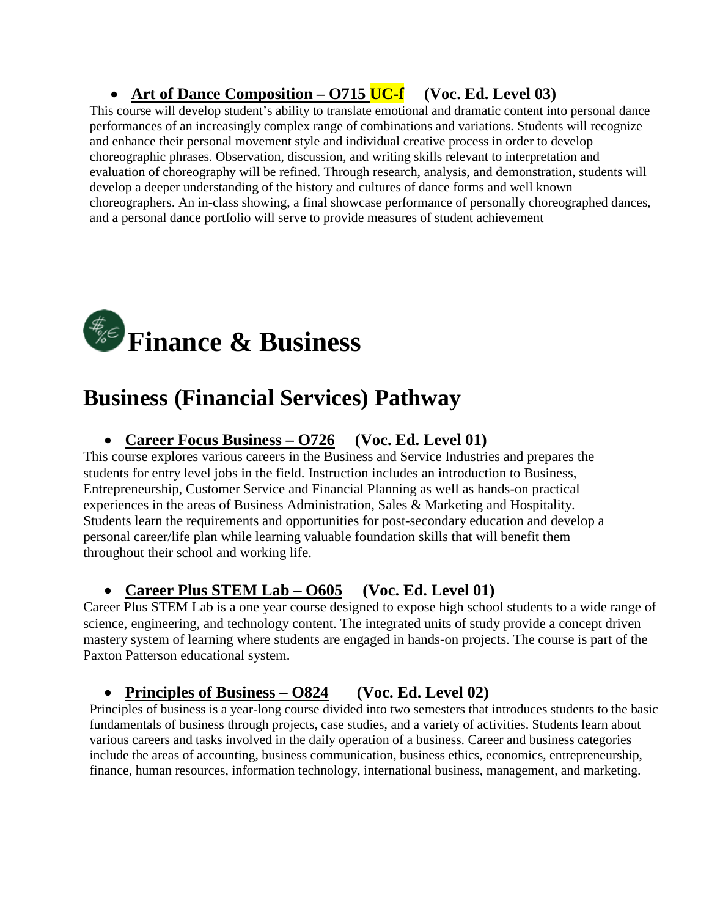- **Art of Dance Composition – O715 UC-f (Voc. Ed. Level 03)**

This course will develop student's ability to translate emotional and dramatic content into personal dance performances of an increasingly complex range of combinations and variations. Students will recognize and enhance their personal movement style and individual creative process in order to develop choreographic phrases. Observation, discussion, and writing skills relevant to interpretation and evaluation of choreography will be refined. Through research, analysis, and demonstration, students will develop a deeper understanding of the history and cultures of dance forms and well known choreographers. An in-class showing, a final showcase performance of personally choreographed dances, and a personal dance portfolio will serve to provide measures of student achievement

# Finance & Business

## Business (Financial Services) Pathway

- **Career Focus Business – O726 (Voc. Ed. Level 01)**

This course explores various careers in the Business and Service Industries and prepares the students for entry level jobs in the field. Instruction includes an introduction to Business, Entrepreneurship, Customer Service and Financial Planning as well as hands-on practical experiences in the areas of Business Administration, Sales & Marketing and Hospitality. Students learn the requirements and opportunities for post-secondary education and develop a personal career/life plan while learning valuable foundation skills that will benefit them throughout their school and working life.

- **Career Plus STEM Lab – O605 (Voc. Ed. Level 01)**

Career Plus STEM Lab is a one year course designed to expose high school students to a wide range of science, engineering, and technology content. The integrated units of study provide a concept driven mastery system of learning where students are engaged in hands-on projects. The course is part of the Paxton Patterson educational system.

- **Principles of Business – O824 (Voc. Ed. Level 02)**

Principles of business is a year-long course divided into two semesters that introduces students to the basic fundamentals of business through projects, case studies, and a variety of activities. Students learn about various careers and tasks involved in the daily operation of a business. Career and business categories include the areas of accounting, business communication, business ethics, economics, entrepreneurship, finance, human resources, information technology, international business, management, and marketing.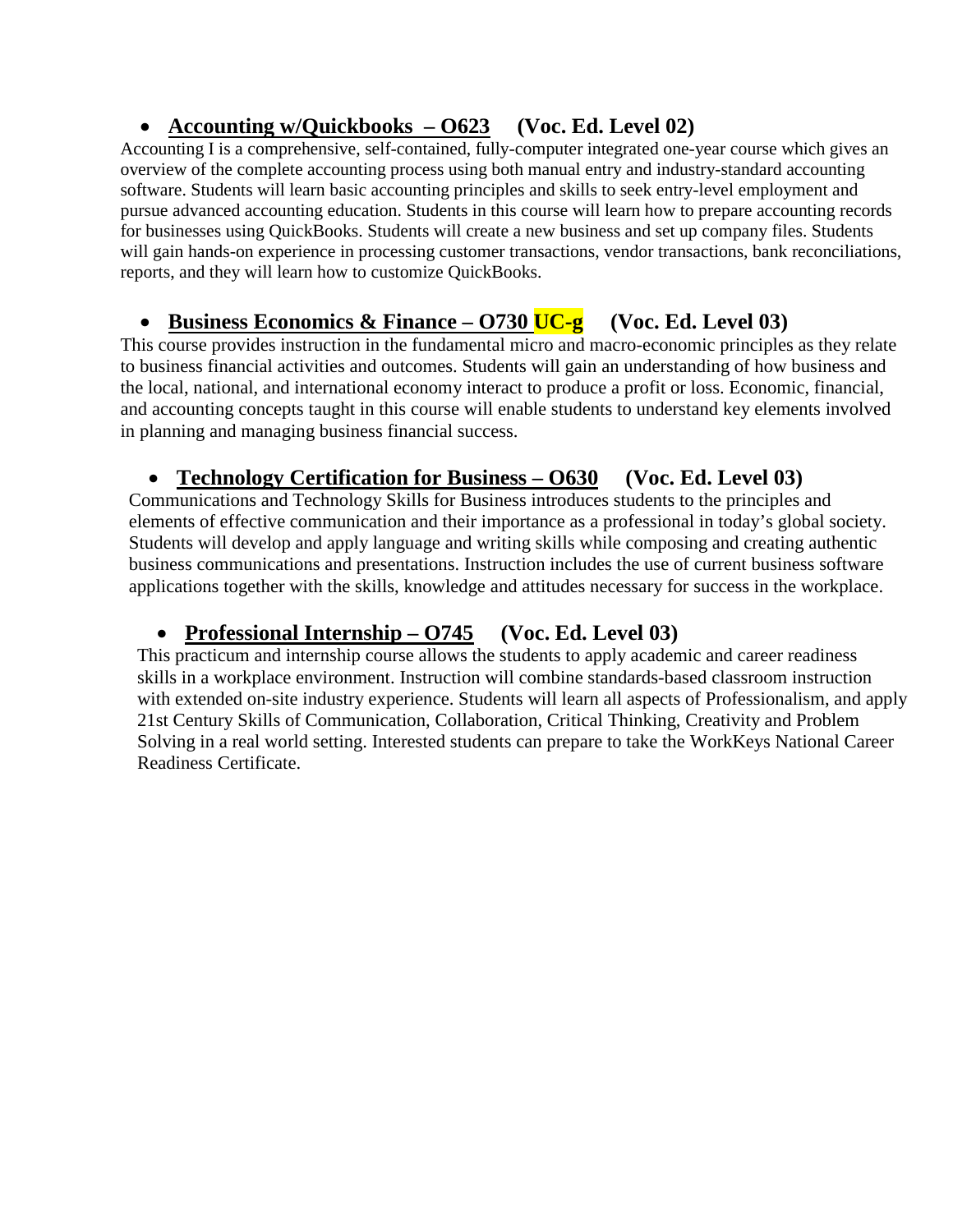- **Accounting w/Quickbooks – O623** **(Voc. Ed. Level 02)**

Accounting I is a comprehensive, self-contained, fully-computer integrated one-year course which gives an overview of the complete accounting process using both manual entry and industry-standard accounting software. Students will learn basic accounting principles and skills to seek entry-level employment and pursue advanced accounting education. Students in this course will learn how to prepare accounting records for businesses using QuickBooks. Students will create a new business and set up company files. Students will gain hands-on experience in processing customer transactions, vendor transactions, bank reconciliations, reports, and they will learn how to customize QuickBooks.

- **Business Economics & Finance – O730 UC-g** **(Voc. Ed. Level 03)**

This course provides instruction in the fundamental micro and macro-economic principles as they relate to business financial activities and outcomes. Students will gain an understanding of how business and the local, national, and international economy interact to produce a profit or loss. Economic, financial, and accounting concepts taught in this course will enable students to understand key elements involved in planning and managing business financial success.

- **Technology Certification for Business – O630** **(Voc. Ed. Level 03)**

Communications and Technology Skills for Business introduces students to the principles and elements of effective communication and their importance as a professional in today's global society. Students will develop and apply language and writing skills while composing and creating authentic business communications and presentations. Instruction includes the use of current business software applications together with the skills, knowledge and attitudes necessary for success in the workplace.

- **Professional Internship – O745** **(Voc. Ed. Level 03)**

This practicum and internship course allows the students to apply academic and career readiness skills in a workplace environment. Instruction will combine standards-based classroom instruction with extended on-site industry experience. Students will learn all aspects of Professionalism, and apply 21st Century Skills of Communication, Collaboration, Critical Thinking, Creativity and Problem Solving in a real world setting. Interested students can prepare to take the WorkKeys National Career Readiness Certificate.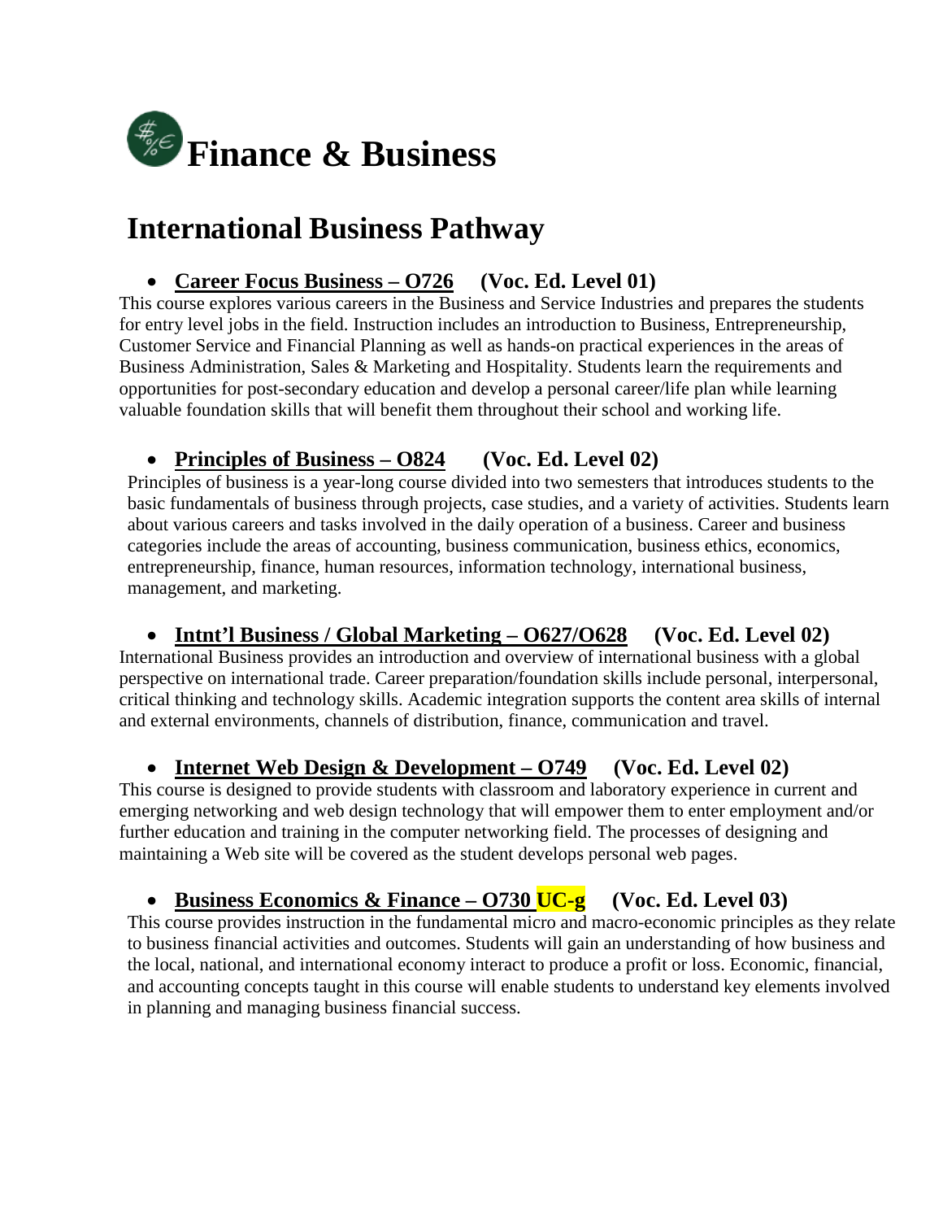# Finance & Business

## International Business Pathway

- **Career Focus Business – O726 (Voc. Ed. Level 01)**

This course explores various careers in the Business and Service Industries and prepares the students for entry level jobs in the field. Instruction includes an introduction to Business, Entrepreneurship, Customer Service and Financial Planning as well as hands-on practical experiences in the areas of Business Administration, Sales & Marketing and Hospitality. Students learn the requirements and opportunities for post-secondary education and develop a personal career/life plan while learning valuable foundation skills that will benefit them throughout their school and working life.

- **Principles of Business – O824 (Voc. Ed. Level 02)**

Principles of business is a year-long course divided into two semesters that introduces students to the basic fundamentals of business through projects, case studies, and a variety of activities. Students learn about various careers and tasks involved in the daily operation of a business. Career and business categories include the areas of accounting, business communication, business ethics, economics, entrepreneurship, finance, human resources, information technology, international business, management, and marketing.

- **Intnt'l Business / Global Marketing – O627/O628 (Voc. Ed. Level 02)**

International Business provides an introduction and overview of international business with a global perspective on international trade. Career preparation/foundation skills include personal, interpersonal, critical thinking and technology skills. Academic integration supports the content area skills of internal and external environments, channels of distribution, finance, communication and travel.

- **Internet Web Design & Development – O749 (Voc. Ed. Level 02)**

This course is designed to provide students with classroom and laboratory experience in current and emerging networking and web design technology that will empower them to enter employment and/or further education and training in the computer networking field. The processes of designing and maintaining a Web site will be covered as the student develops personal web pages.

- **Business Economics & Finance – O730 UC-g (Voc. Ed. Level 03)**

This course provides instruction in the fundamental micro and macro-economic principles as they relate to business financial activities and outcomes. Students will gain an understanding of how business and the local, national, and international economy interact to produce a profit or loss. Economic, financial, and accounting concepts taught in this course will enable students to understand key elements involved in planning and managing business financial success.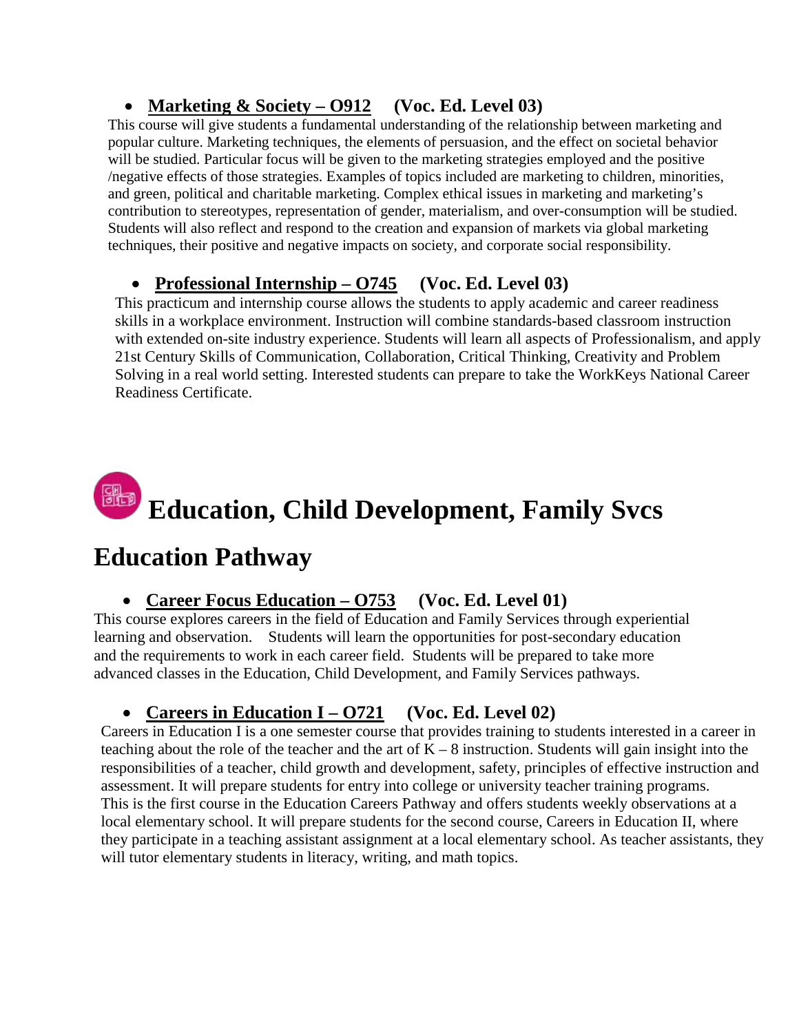- **Marketing & Society – O912** **(Voc. Ed. Level 03)**

This course will give students a fundamental understanding of the relationship between marketing and popular culture. Marketing techniques, the elements of persuasion, and the effect on societal behavior will be studied. Particular focus will be given to the marketing strategies employed and the positive /negative effects of those strategies. Examples of topics included are marketing to children, minorities, and green, political and charitable marketing. Complex ethical issues in marketing and marketing's contribution to stereotypes, representation of gender, materialism, and over-consumption will be studied. Students will also reflect and respond to the creation and expansion of markets via global marketing techniques, their positive and negative impacts on society, and corporate social responsibility.

- **Professional Internship – O745** **(Voc. Ed. Level 03)**

This practicum and internship course allows the students to apply academic and career readiness skills in a workplace environment. Instruction will combine standards-based classroom instruction with extended on-site industry experience. Students will learn all aspects of Professionalism, and apply 21st Century Skills of Communication, Collaboration, Critical Thinking, Creativity and Problem Solving in a real world setting. Interested students can prepare to take the WorkKeys National Career Readiness Certificate.

# Education, Child Development, Family Svcs

## Education Pathway

- **Career Focus Education – O753** **(Voc. Ed. Level 01)**

This course explores careers in the field of Education and Family Services through experiential learning and observation. Students will learn the opportunities for post-secondary education and the requirements to work in each career field. Students will be prepared to take more advanced classes in the Education, Child Development, and Family Services pathways.

- **Careers in Education I – O721** **(Voc. Ed. Level 02)**

Careers in Education I is a one semester course that provides training to students interested in a career in teaching about the role of the teacher and the art of K – 8 instruction. Students will gain insight into the responsibilities of a teacher, child growth and development, safety, principles of effective instruction and assessment. It will prepare students for entry into college or university teacher training programs. This is the first course in the Education Careers Pathway and offers students weekly observations at a local elementary school. It will prepare students for the second course, Careers in Education II, where they participate in a teaching assistant assignment at a local elementary school. As teacher assistants, they will tutor elementary students in literacy, writing, and math topics.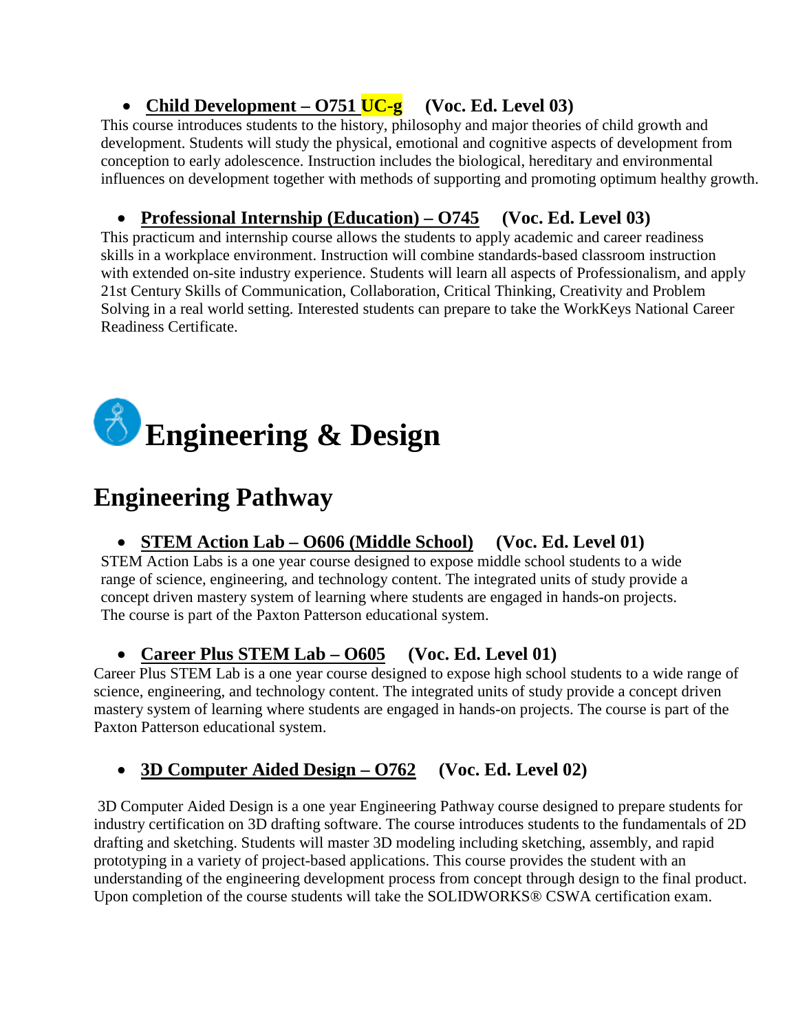- **Child Development – O751 UC-g (Voc. Ed. Level 03)**

This course introduces students to the history, philosophy and major theories of child growth and development. Students will study the physical, emotional and cognitive aspects of development from conception to early adolescence. Instruction includes the biological, hereditary and environmental influences on development together with methods of supporting and promoting optimum healthy growth.

- **Professional Internship (Education) – O745 (Voc. Ed. Level 03)**

This practicum and internship course allows the students to apply academic and career readiness skills in a workplace environment. Instruction will combine standards-based classroom instruction with extended on-site industry experience. Students will learn all aspects of Professionalism, and apply 21st Century Skills of Communication, Collaboration, Critical Thinking, Creativity and Problem Solving in a real world setting. Interested students can prepare to take the WorkKeys National Career Readiness Certificate.

# Engineering & Design

## Engineering Pathway

- **STEM Action Lab – O606 (Middle School) (Voc. Ed. Level 01)**

STEM Action Labs is a one year course designed to expose middle school students to a wide range of science, engineering, and technology content. The integrated units of study provide a concept driven mastery system of learning where students are engaged in hands-on projects. The course is part of the Paxton Patterson educational system.

- **Career Plus STEM Lab – O605 (Voc. Ed. Level 01)**

Career Plus STEM Lab is a one year course designed to expose high school students to a wide range of science, engineering, and technology content. The integrated units of study provide a concept driven mastery system of learning where students are engaged in hands-on projects. The course is part of the Paxton Patterson educational system.

- **3D Computer Aided Design – O762 (Voc. Ed. Level 02)**

3D Computer Aided Design is a one year Engineering Pathway course designed to prepare students for industry certification on 3D drafting software. The course introduces students to the fundamentals of 2D drafting and sketching. Students will master 3D modeling including sketching, assembly, and rapid prototyping in a variety of project-based applications. This course provides the student with an understanding of the engineering development process from concept through design to the final product. Upon completion of the course students will take the SOLIDWORKS® CSWA certification exam.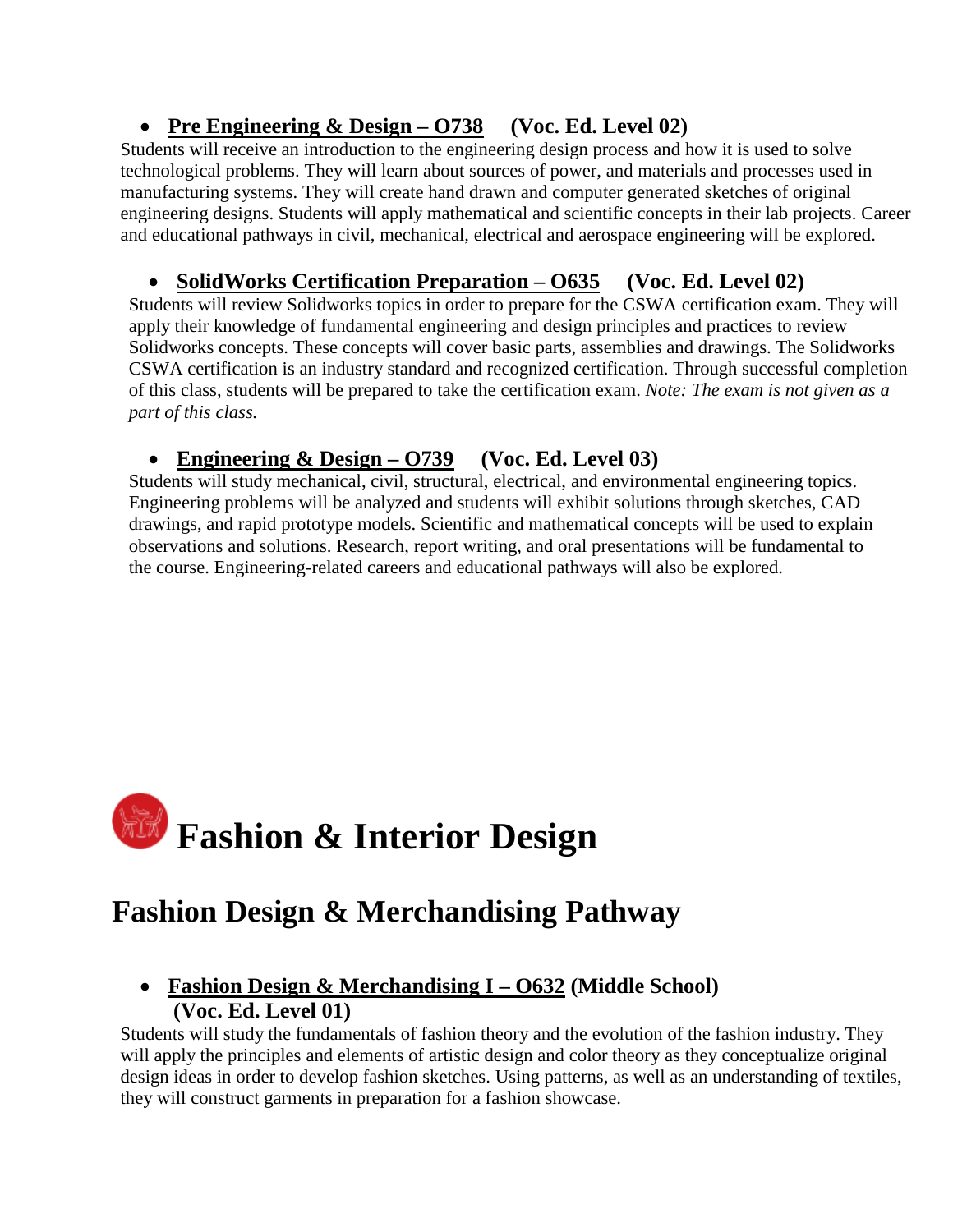- **Pre Engineering & Design – O738** **(Voc. Ed. Level 02)**

Students will receive an introduction to the engineering design process and how it is used to solve technological problems. They will learn about sources of power, and materials and processes used in manufacturing systems. They will create hand drawn and computer generated sketches of original engineering designs. Students will apply mathematical and scientific concepts in their lab projects. Career and educational pathways in civil, mechanical, electrical and aerospace engineering will be explored.

- **SolidWorks Certification Preparation – O635** **(Voc. Ed. Level 02)**

Students will review Solidworks topics in order to prepare for the CSWA certification exam. They will apply their knowledge of fundamental engineering and design principles and practices to review Solidworks concepts. These concepts will cover basic parts, assemblies and drawings. The Solidworks CSWA certification is an industry standard and recognized certification. Through successful completion of this class, students will be prepared to take the certification exam. *Note: The exam is not given as a part of this class.*

- **Engineering & Design – O739** **(Voc. Ed. Level 03)**

Students will study mechanical, civil, structural, electrical, and environmental engineering topics. Engineering problems will be analyzed and students will exhibit solutions through sketches, CAD drawings, and rapid prototype models. Scientific and mathematical concepts will be used to explain observations and solutions. Research, report writing, and oral presentations will be fundamental to the course. Engineering-related careers and educational pathways will also be explored.

# Fashion & Interior Design

## Fashion Design & Merchandising Pathway

- **Fashion Design & Merchandising I – O632** **(Middle School)** **(Voc. Ed. Level 01)**

Students will study the fundamentals of fashion theory and the evolution of the fashion industry. They will apply the principles and elements of artistic design and color theory as they conceptualize original design ideas in order to develop fashion sketches. Using patterns, as well as an understanding of textiles, they will construct garments in preparation for a fashion showcase.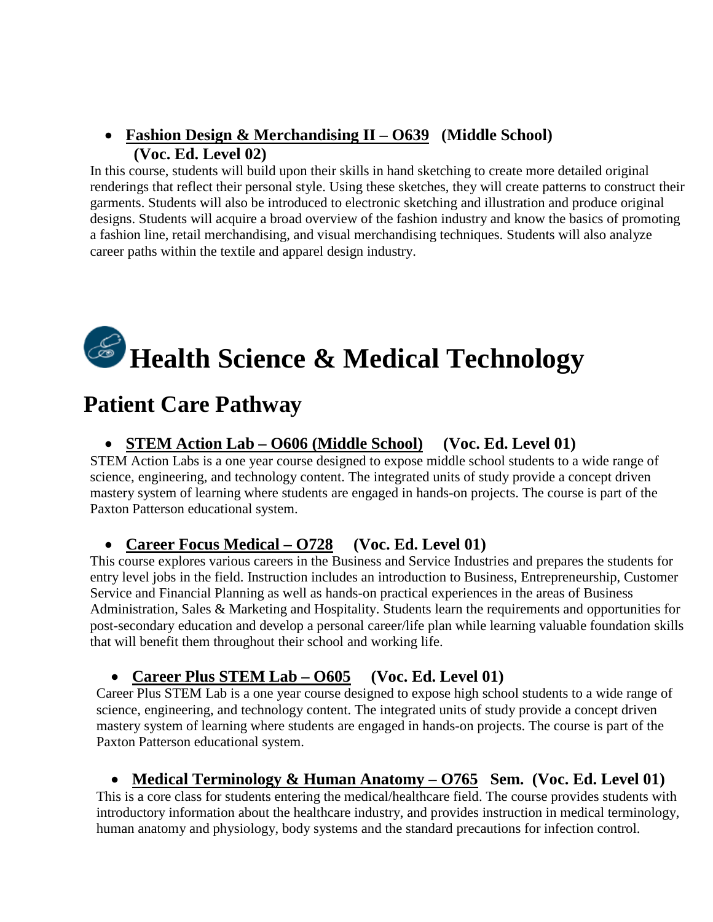- **<u>Fashion Design & Merchandising II – O639</u> (Middle School) (Voc. Ed. Level 02)**

In this course, students will build upon their skills in hand sketching to create more detailed original renderings that reflect their personal style. Using these sketches, they will create patterns to construct their garments. Students will also be introduced to electronic sketching and illustration and produce original designs. Students will acquire a broad overview of the fashion industry and know the basics of promoting a fashion line, retail merchandising, and visual merchandising techniques. Students will also analyze career paths within the textile and apparel design industry.

# Health Science & Medical Technology

## Patient Care Pathway

- **<u>STEM Action Lab – O606 (Middle School)</u> (Voc. Ed. Level 01)**

STEM Action Labs is a one year course designed to expose middle school students to a wide range of science, engineering, and technology content. The integrated units of study provide a concept driven mastery system of learning where students are engaged in hands-on projects. The course is part of the Paxton Patterson educational system.

- **<u>Career Focus Medical – O728</u> (Voc. Ed. Level 01)**

This course explores various careers in the Business and Service Industries and prepares the students for entry level jobs in the field. Instruction includes an introduction to Business, Entrepreneurship, Customer Service and Financial Planning as well as hands-on practical experiences in the areas of Business Administration, Sales & Marketing and Hospitality. Students learn the requirements and opportunities for post-secondary education and develop a personal career/life plan while learning valuable foundation skills that will benefit them throughout their school and working life.

- **<u>Career Plus STEM Lab – O605</u> (Voc. Ed. Level 01)**

Career Plus STEM Lab is a one year course designed to expose high school students to a wide range of science, engineering, and technology content. The integrated units of study provide a concept driven mastery system of learning where students are engaged in hands-on projects. The course is part of the Paxton Patterson educational system.

- **<u>Medical Terminology & Human Anatomy – O765</u> Sem. (Voc. Ed. Level 01)**

This is a core class for students entering the medical/healthcare field. The course provides students with introductory information about the healthcare industry, and provides instruction in medical terminology, human anatomy and physiology, body systems and the standard precautions for infection control.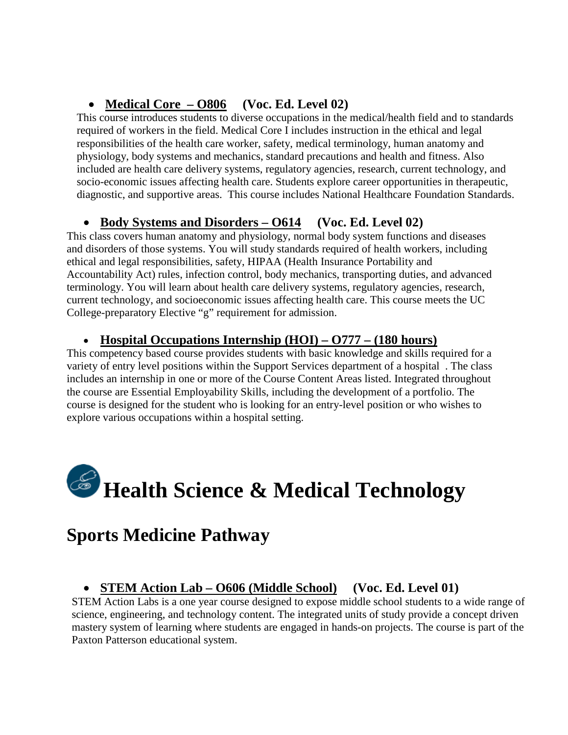- **<u>Medical Core – O806</u> (Voc. Ed. Level 02)**

This course introduces students to diverse occupations in the medical/health field and to standards required of workers in the field. Medical Core I includes instruction in the ethical and legal responsibilities of the health care worker, safety, medical terminology, human anatomy and physiology, body systems and mechanics, standard precautions and health and fitness. Also included are health care delivery systems, regulatory agencies, research, current technology, and socio-economic issues affecting health care. Students explore career opportunities in therapeutic, diagnostic, and supportive areas. This course includes National Healthcare Foundation Standards.

- **<u>Body Systems and Disorders – O614</u> (Voc. Ed. Level 02)**

This class covers human anatomy and physiology, normal body system functions and diseases and disorders of those systems. You will study standards required of health workers, including ethical and legal responsibilities, safety, HIPAA (Health Insurance Portability and Accountability Act) rules, infection control, body mechanics, transporting duties, and advanced terminology. You will learn about health care delivery systems, regulatory agencies, research, current technology, and socioeconomic issues affecting health care. This course meets the UC College-preparatory Elective "g" requirement for admission.

- **<u>Hospital Occupations Internship (HOI) – O777 – (180 hours)</u>**

This competency based course provides students with basic knowledge and skills required for a variety of entry level positions within the Support Services department of a hospital . The class includes an internship in one or more of the Course Content Areas listed. Integrated throughout the course are Essential Employability Skills, including the development of a portfolio. The course is designed for the student who is looking for an entry-level position or who wishes to explore various occupations within a hospital setting.

# Health Science & Medical Technology

## Sports Medicine Pathway

- **<u>STEM Action Lab – O606 (Middle School)</u> (Voc. Ed. Level 01)**

STEM Action Labs is a one year course designed to expose middle school students to a wide range of science, engineering, and technology content. The integrated units of study provide a concept driven mastery system of learning where students are engaged in hands-on projects. The course is part of the Paxton Patterson educational system.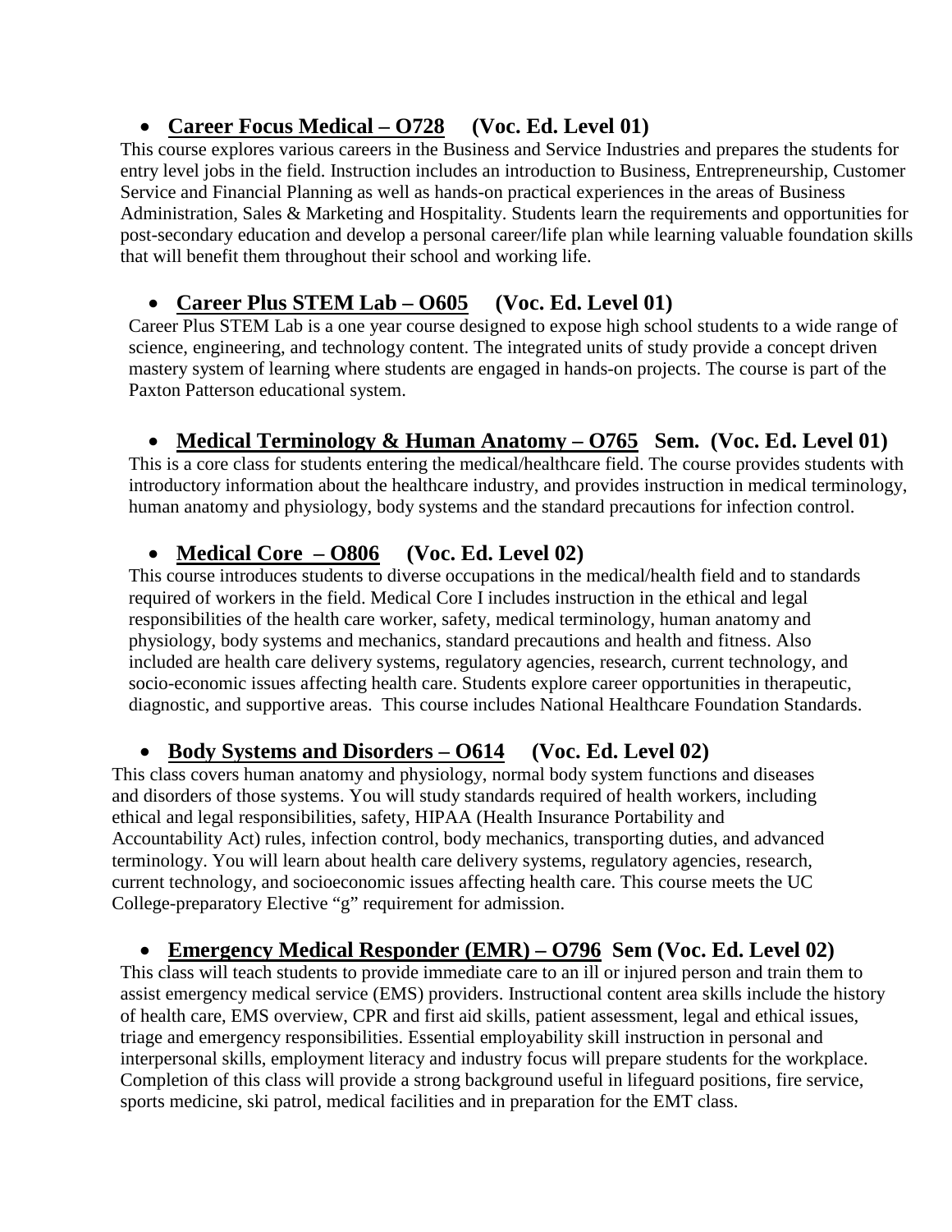- **Career Focus Medical – O728 (Voc. Ed. Level 01)**

This course explores various careers in the Business and Service Industries and prepares the students for entry level jobs in the field. Instruction includes an introduction to Business, Entrepreneurship, Customer Service and Financial Planning as well as hands-on practical experiences in the areas of Business Administration, Sales & Marketing and Hospitality. Students learn the requirements and opportunities for post-secondary education and develop a personal career/life plan while learning valuable foundation skills that will benefit them throughout their school and working life.

- **Career Plus STEM Lab – O605 (Voc. Ed. Level 01)**

Career Plus STEM Lab is a one year course designed to expose high school students to a wide range of science, engineering, and technology content. The integrated units of study provide a concept driven mastery system of learning where students are engaged in hands-on projects. The course is part of the Paxton Patterson educational system.

- **Medical Terminology & Human Anatomy – O765 Sem. (Voc. Ed. Level 01)**

This is a core class for students entering the medical/healthcare field. The course provides students with introductory information about the healthcare industry, and provides instruction in medical terminology, human anatomy and physiology, body systems and the standard precautions for infection control.

- **Medical Core – O806 (Voc. Ed. Level 02)**

This course introduces students to diverse occupations in the medical/health field and to standards required of workers in the field. Medical Core I includes instruction in the ethical and legal responsibilities of the health care worker, safety, medical terminology, human anatomy and physiology, body systems and mechanics, standard precautions and health and fitness. Also included are health care delivery systems, regulatory agencies, research, current technology, and socio-economic issues affecting health care. Students explore career opportunities in therapeutic, diagnostic, and supportive areas. This course includes National Healthcare Foundation Standards.

- **Body Systems and Disorders – O614 (Voc. Ed. Level 02)**

This class covers human anatomy and physiology, normal body system functions and diseases and disorders of those systems. You will study standards required of health workers, including ethical and legal responsibilities, safety, HIPAA (Health Insurance Portability and Accountability Act) rules, infection control, body mechanics, transporting duties, and advanced terminology. You will learn about health care delivery systems, regulatory agencies, research, current technology, and socioeconomic issues affecting health care. This course meets the UC College-preparatory Elective "g" requirement for admission.

- **Emergency Medical Responder (EMR) – O796 Sem (Voc. Ed. Level 02)**

This class will teach students to provide immediate care to an ill or injured person and train them to assist emergency medical service (EMS) providers. Instructional content area skills include the history of health care, EMS overview, CPR and first aid skills, patient assessment, legal and ethical issues, triage and emergency responsibilities. Essential employability skill instruction in personal and interpersonal skills, employment literacy and industry focus will prepare students for the workplace. Completion of this class will provide a strong background useful in lifeguard positions, fire service, sports medicine, ski patrol, medical facilities and in preparation for the EMT class.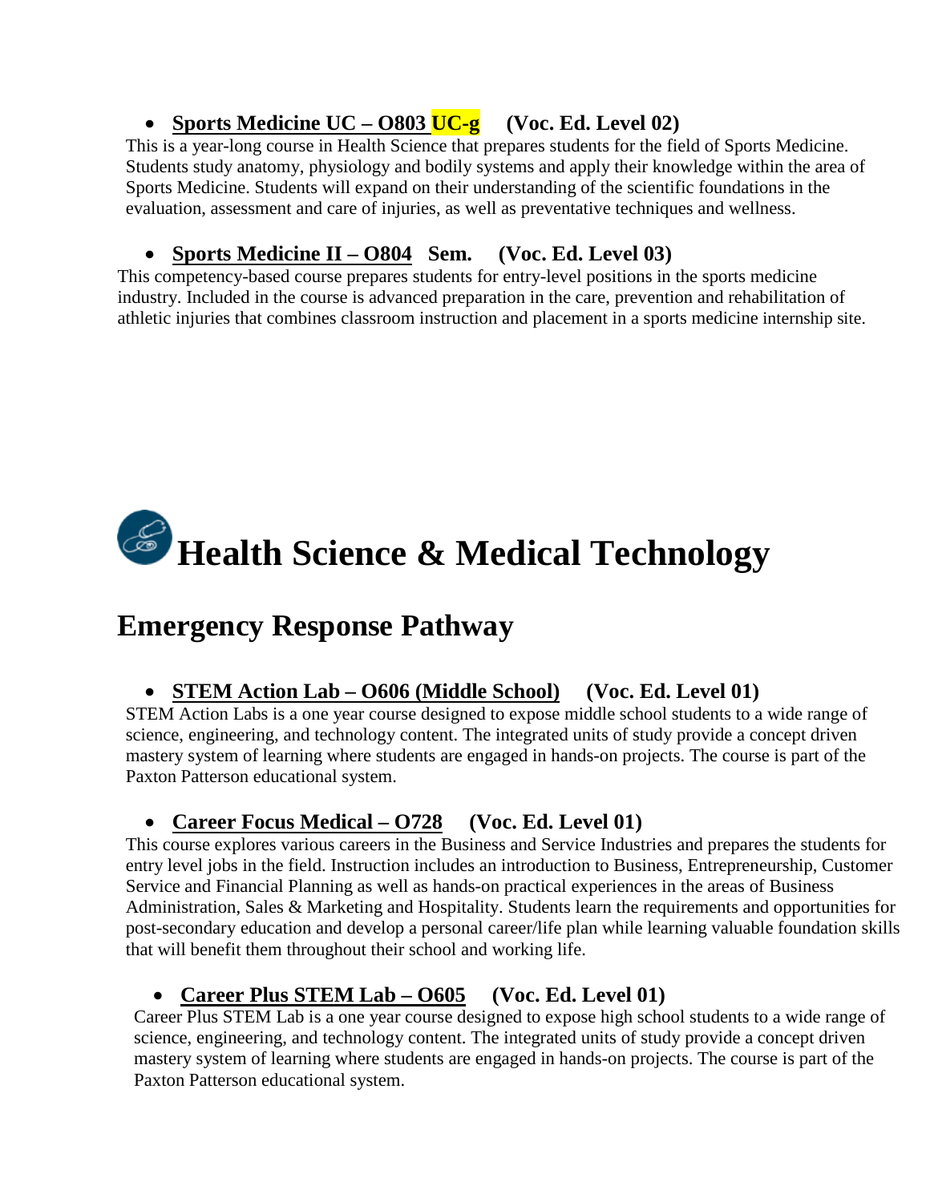- **<u>Sports Medicine UC – O803</u> UC-g (Voc. Ed. Level 02)**

This is a year-long course in Health Science that prepares students for the field of Sports Medicine. Students study anatomy, physiology and bodily systems and apply their knowledge within the area of Sports Medicine. Students will expand on their understanding of the scientific foundations in the evaluation, assessment and care of injuries, as well as preventative techniques and wellness.

- **<u>Sports Medicine II – O804</u> Sem. (Voc. Ed. Level 03)**

This competency-based course prepares students for entry-level positions in the sports medicine industry. Included in the course is advanced preparation in the care, prevention and rehabilitation of athletic injuries that combines classroom instruction and placement in a sports medicine internship site.

# Health Science & Medical Technology

## Emergency Response Pathway

- **<u>STEM Action Lab – O606 (Middle School)</u> (Voc. Ed. Level 01)**

STEM Action Labs is a one year course designed to expose middle school students to a wide range of science, engineering, and technology content. The integrated units of study provide a concept driven mastery system of learning where students are engaged in hands-on projects. The course is part of the Paxton Patterson educational system.

- **<u>Career Focus Medical – O728</u> (Voc. Ed. Level 01)**

This course explores various careers in the Business and Service Industries and prepares the students for entry level jobs in the field. Instruction includes an introduction to Business, Entrepreneurship, Customer Service and Financial Planning as well as hands-on practical experiences in the areas of Business Administration, Sales & Marketing and Hospitality. Students learn the requirements and opportunities for post-secondary education and develop a personal career/life plan while learning valuable foundation skills that will benefit them throughout their school and working life.

- **<u>Career Plus STEM Lab – O605</u> (Voc. Ed. Level 01)**

Career Plus STEM Lab is a one year course designed to expose high school students to a wide range of science, engineering, and technology content. The integrated units of study provide a concept driven mastery system of learning where students are engaged in hands-on projects. The course is part of the Paxton Patterson educational system.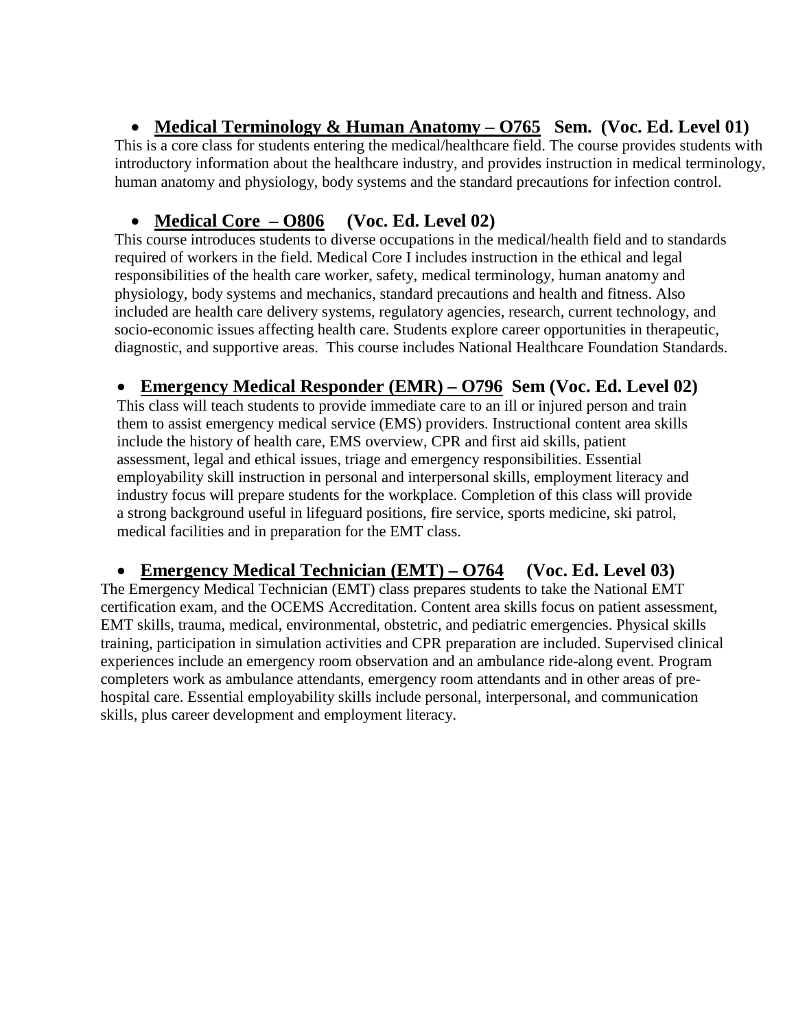- **<u>Medical Terminology & Human Anatomy – O765</u>   Sem.  (Voc. Ed. Level 01)**

This is a core class for students entering the medical/healthcare field. The course provides students with introductory information about the healthcare industry, and provides instruction in medical terminology, human anatomy and physiology, body systems and the standard precautions for infection control.

- **<u>Medical Core  – O806</u>     (Voc. Ed. Level 02)**

This course introduces students to diverse occupations in the medical/health field and to standards required of workers in the field. Medical Core I includes instruction in the ethical and legal responsibilities of the health care worker, safety, medical terminology, human anatomy and physiology, body systems and mechanics, standard precautions and health and fitness. Also included are health care delivery systems, regulatory agencies, research, current technology, and socio-economic issues affecting health care. Students explore career opportunities in therapeutic, diagnostic, and supportive areas.  This course includes National Healthcare Foundation Standards.

- **<u>Emergency Medical Responder (EMR) – O796</u>  Sem (Voc. Ed. Level 02)**

This class will teach students to provide immediate care to an ill or injured person and train them to assist emergency medical service (EMS) providers. Instructional content area skills include the history of health care, EMS overview, CPR and first aid skills, patient assessment, legal and ethical issues, triage and emergency responsibilities. Essential employability skill instruction in personal and interpersonal skills, employment literacy and industry focus will prepare students for the workplace. Completion of this class will provide a strong background useful in lifeguard positions, fire service, sports medicine, ski patrol, medical facilities and in preparation for the EMT class.

- **<u>Emergency Medical Technician (EMT) – O764</u>     (Voc. Ed. Level 03)**

The Emergency Medical Technician (EMT) class prepares students to take the National EMT certification exam, and the OCEMS Accreditation. Content area skills focus on patient assessment, EMT skills, trauma, medical, environmental, obstetric, and pediatric emergencies. Physical skills training, participation in simulation activities and CPR preparation are included. Supervised clinical experiences include an emergency room observation and an ambulance ride-along event. Program completers work as ambulance attendants, emergency room attendants and in other areas of pre-hospital care. Essential employability skills include personal, interpersonal, and communication skills, plus career development and employment literacy.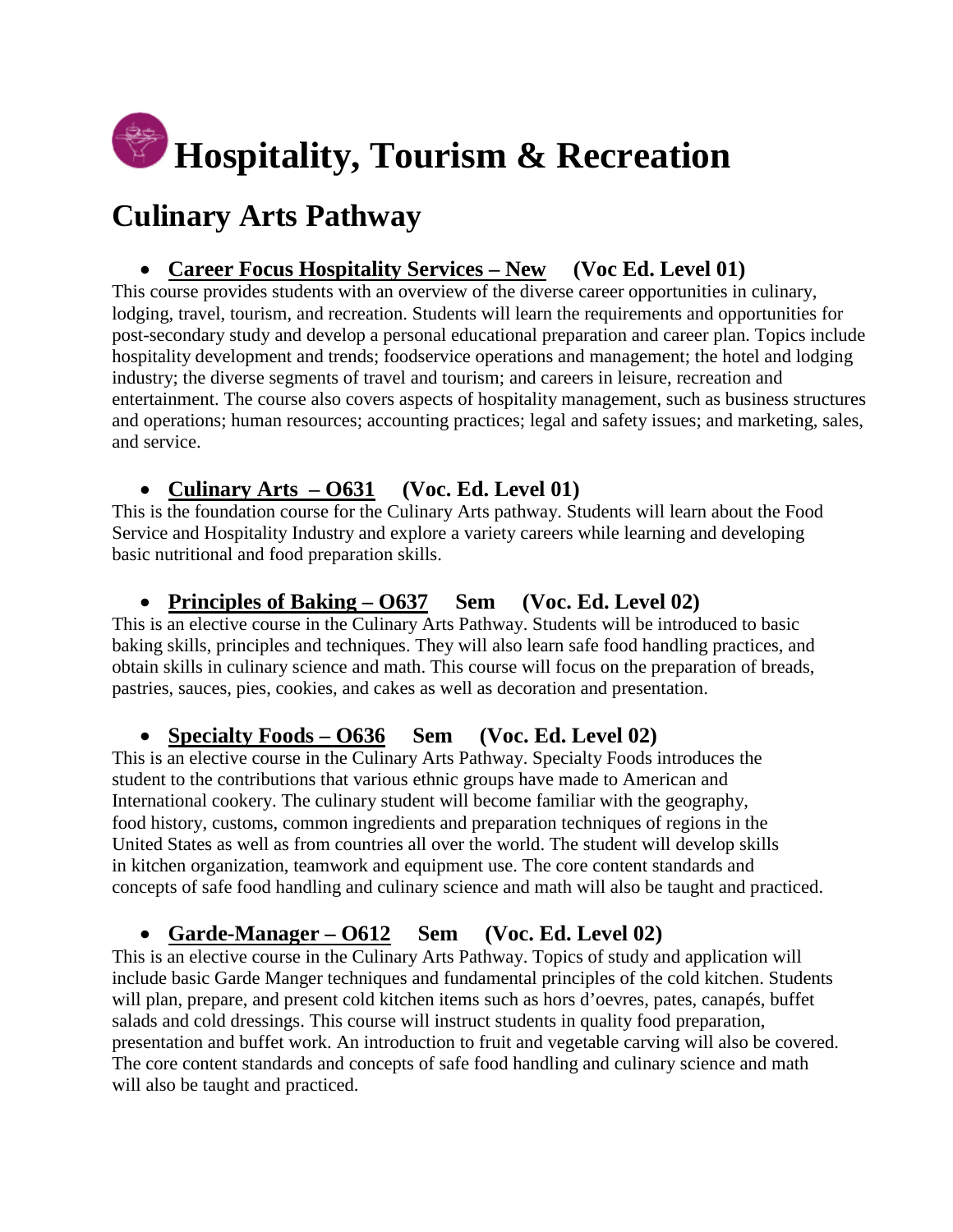# Hospitality, Tourism & Recreation

## Culinary Arts Pathway

- **Career Focus Hospitality Services – New (Voc Ed. Level 01)**

This course provides students with an overview of the diverse career opportunities in culinary, lodging, travel, tourism, and recreation. Students will learn the requirements and opportunities for post-secondary study and develop a personal educational preparation and career plan. Topics include hospitality development and trends; foodservice operations and management; the hotel and lodging industry; the diverse segments of travel and tourism; and careers in leisure, recreation and entertainment. The course also covers aspects of hospitality management, such as business structures and operations; human resources; accounting practices; legal and safety issues; and marketing, sales, and service.

- **Culinary Arts – O631 (Voc. Ed. Level 01)**

This is the foundation course for the Culinary Arts pathway. Students will learn about the Food Service and Hospitality Industry and explore a variety careers while learning and developing basic nutritional and food preparation skills.

- **Principles of Baking – O637 Sem (Voc. Ed. Level 02)**

This is an elective course in the Culinary Arts Pathway. Students will be introduced to basic baking skills, principles and techniques. They will also learn safe food handling practices, and obtain skills in culinary science and math. This course will focus on the preparation of breads, pastries, sauces, pies, cookies, and cakes as well as decoration and presentation.

- **Specialty Foods – O636 Sem (Voc. Ed. Level 02)**

This is an elective course in the Culinary Arts Pathway. Specialty Foods introduces the student to the contributions that various ethnic groups have made to American and International cookery. The culinary student will become familiar with the geography, food history, customs, common ingredients and preparation techniques of regions in the United States as well as from countries all over the world. The student will develop skills in kitchen organization, teamwork and equipment use. The core content standards and concepts of safe food handling and culinary science and math will also be taught and practiced.

- **Garde-Manager – O612 Sem (Voc. Ed. Level 02)**

This is an elective course in the Culinary Arts Pathway. Topics of study and application will include basic Garde Manger techniques and fundamental principles of the cold kitchen. Students will plan, prepare, and present cold kitchen items such as hors d'oevres, pates, canapés, buffet salads and cold dressings. This course will instruct students in quality food preparation, presentation and buffet work. An introduction to fruit and vegetable carving will also be covered. The core content standards and concepts of safe food handling and culinary science and math will also be taught and practiced.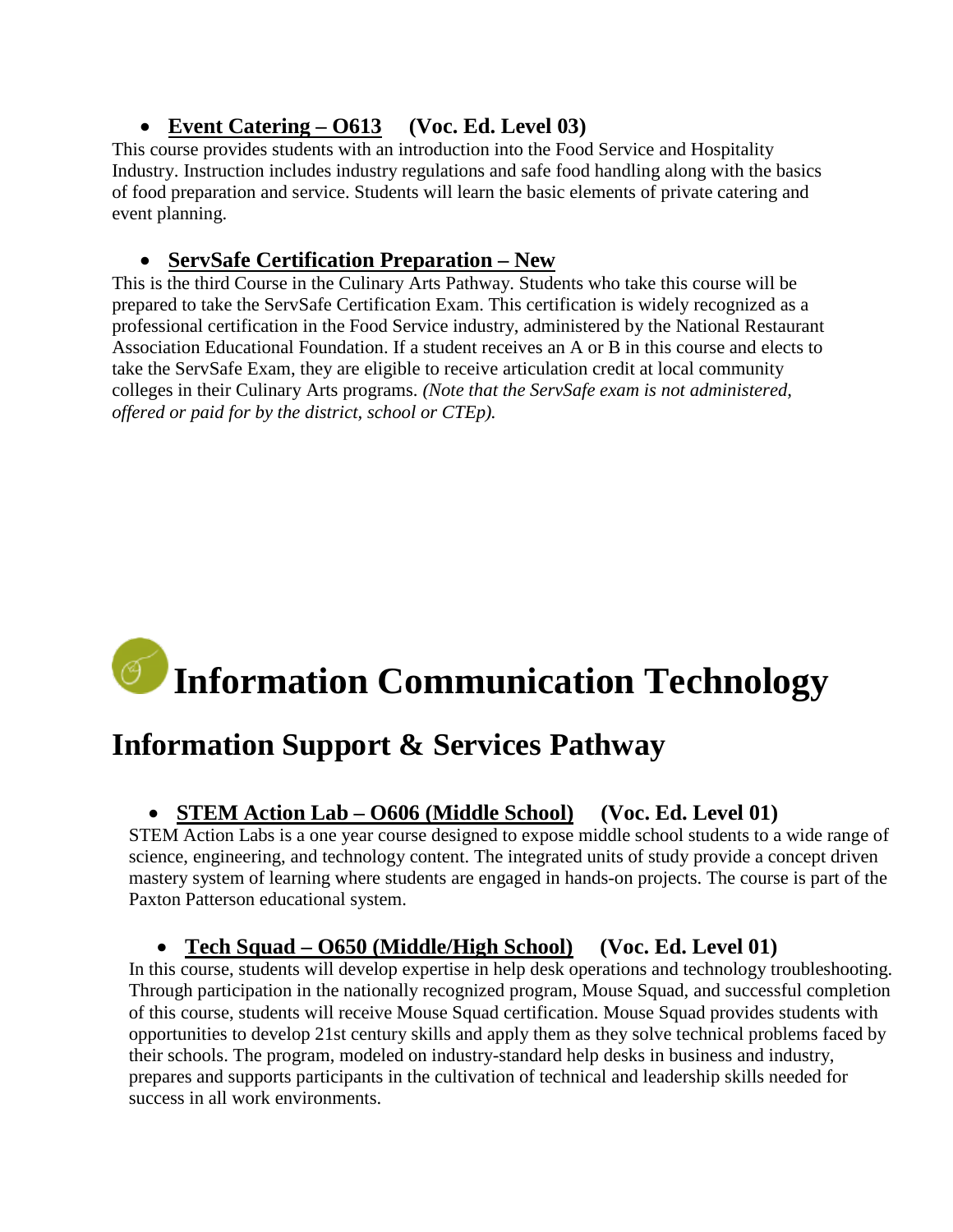- **Event Catering – O613** **(Voc. Ed. Level 03)**

This course provides students with an introduction into the Food Service and Hospitality Industry. Instruction includes industry regulations and safe food handling along with the basics of food preparation and service. Students will learn the basic elements of private catering and event planning.

- **ServSafe Certification Preparation – New**

This is the third Course in the Culinary Arts Pathway. Students who take this course will be prepared to take the ServSafe Certification Exam. This certification is widely recognized as a professional certification in the Food Service industry, administered by the National Restaurant Association Educational Foundation. If a student receives an A or B in this course and elects to take the ServSafe Exam, they are eligible to receive articulation credit at local community colleges in their Culinary Arts programs. *(Note that the ServSafe exam is not administered, offered or paid for by the district, school or CTEp).*

# Information Communication Technology

## Information Support & Services Pathway

- **STEM Action Lab – O606 (Middle School)** **(Voc. Ed. Level 01)**

STEM Action Labs is a one year course designed to expose middle school students to a wide range of science, engineering, and technology content. The integrated units of study provide a concept driven mastery system of learning where students are engaged in hands-on projects. The course is part of the Paxton Patterson educational system.

- **Tech Squad – O650 (Middle/High School)** **(Voc. Ed. Level 01)**

In this course, students will develop expertise in help desk operations and technology troubleshooting. Through participation in the nationally recognized program, Mouse Squad, and successful completion of this course, students will receive Mouse Squad certification. Mouse Squad provides students with opportunities to develop 21st century skills and apply them as they solve technical problems faced by their schools. The program, modeled on industry-standard help desks in business and industry, prepares and supports participants in the cultivation of technical and leadership skills needed for success in all work environments.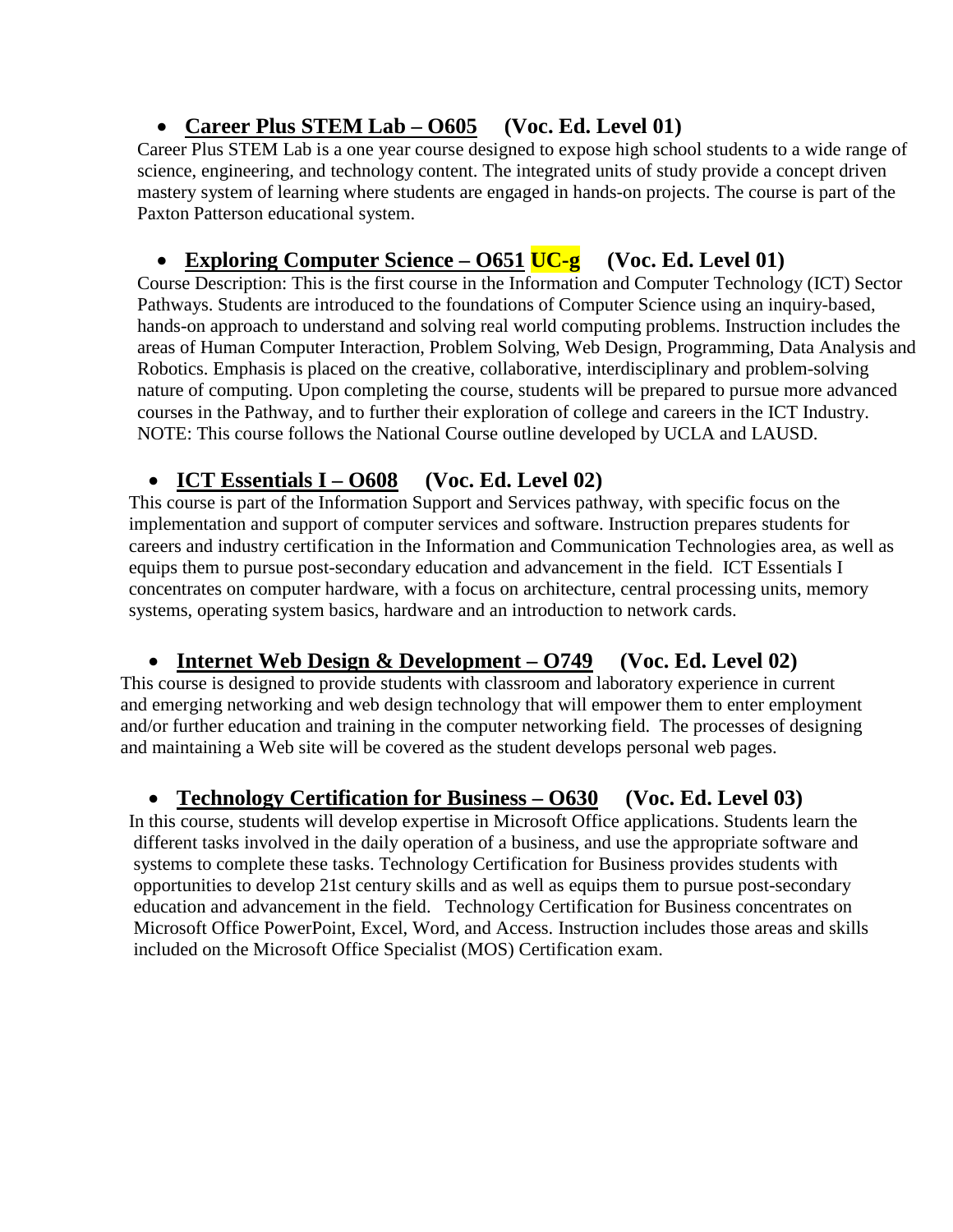- **Career Plus STEM Lab – O605 (Voc. Ed. Level 01)**

Career Plus STEM Lab is a one year course designed to expose high school students to a wide range of science, engineering, and technology content. The integrated units of study provide a concept driven mastery system of learning where students are engaged in hands-on projects. The course is part of the Paxton Patterson educational system.

- **Exploring Computer Science – O651 UC-g (Voc. Ed. Level 01)**

Course Description: This is the first course in the Information and Computer Technology (ICT) Sector Pathways. Students are introduced to the foundations of Computer Science using an inquiry-based, hands-on approach to understand and solving real world computing problems. Instruction includes the areas of Human Computer Interaction, Problem Solving, Web Design, Programming, Data Analysis and Robotics. Emphasis is placed on the creative, collaborative, interdisciplinary and problem-solving nature of computing. Upon completing the course, students will be prepared to pursue more advanced courses in the Pathway, and to further their exploration of college and careers in the ICT Industry. NOTE: This course follows the National Course outline developed by UCLA and LAUSD.

- **ICT Essentials I – O608 (Voc. Ed. Level 02)**

This course is part of the Information Support and Services pathway, with specific focus on the implementation and support of computer services and software. Instruction prepares students for careers and industry certification in the Information and Communication Technologies area, as well as equips them to pursue post-secondary education and advancement in the field. ICT Essentials I concentrates on computer hardware, with a focus on architecture, central processing units, memory systems, operating system basics, hardware and an introduction to network cards.

- **Internet Web Design & Development – O749 (Voc. Ed. Level 02)**

This course is designed to provide students with classroom and laboratory experience in current and emerging networking and web design technology that will empower them to enter employment and/or further education and training in the computer networking field. The processes of designing and maintaining a Web site will be covered as the student develops personal web pages.

- **Technology Certification for Business – O630 (Voc. Ed. Level 03)**

In this course, students will develop expertise in Microsoft Office applications. Students learn the different tasks involved in the daily operation of a business, and use the appropriate software and systems to complete these tasks. Technology Certification for Business provides students with opportunities to develop 21st century skills and as well as equips them to pursue post-secondary education and advancement in the field. Technology Certification for Business concentrates on Microsoft Office PowerPoint, Excel, Word, and Access. Instruction includes those areas and skills included on the Microsoft Office Specialist (MOS) Certification exam.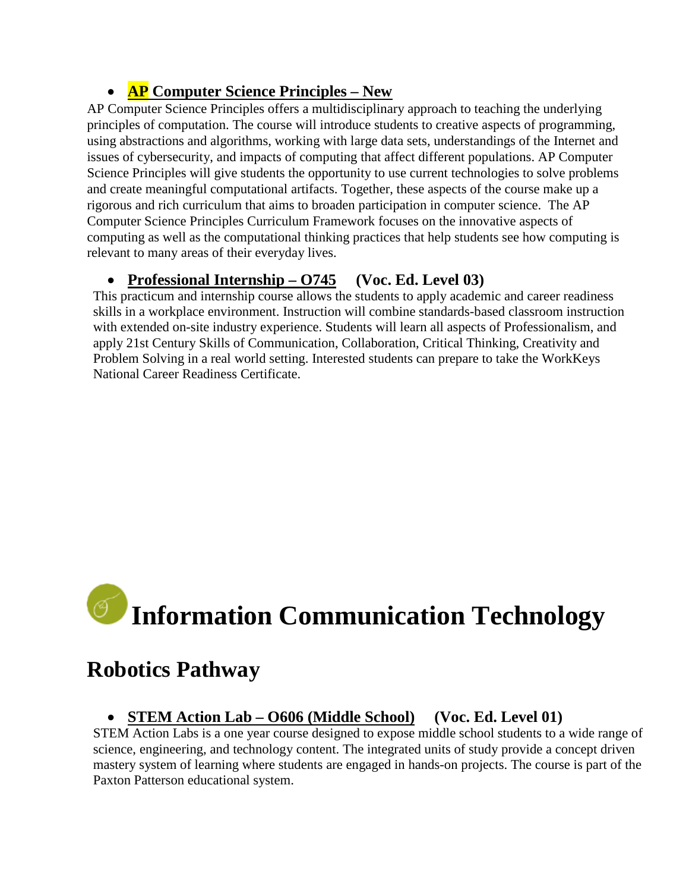- **AP Computer Science Principles – New**

AP Computer Science Principles offers a multidisciplinary approach to teaching the underlying principles of computation. The course will introduce students to creative aspects of programming, using abstractions and algorithms, working with large data sets, understandings of the Internet and issues of cybersecurity, and impacts of computing that affect different populations. AP Computer Science Principles will give students the opportunity to use current technologies to solve problems and create meaningful computational artifacts. Together, these aspects of the course make up a rigorous and rich curriculum that aims to broaden participation in computer science. The AP Computer Science Principles Curriculum Framework focuses on the innovative aspects of computing as well as the computational thinking practices that help students see how computing is relevant to many areas of their everyday lives.

- **Professional Internship – O745 (Voc. Ed. Level 03)**

This practicum and internship course allows the students to apply academic and career readiness skills in a workplace environment. Instruction will combine standards-based classroom instruction with extended on-site industry experience. Students will learn all aspects of Professionalism, and apply 21st Century Skills of Communication, Collaboration, Critical Thinking, Creativity and Problem Solving in a real world setting. Interested students can prepare to take the WorkKeys National Career Readiness Certificate.

# Information Communication Technology

## Robotics Pathway

- **STEM Action Lab – O606 (Middle School) (Voc. Ed. Level 01)**

STEM Action Labs is a one year course designed to expose middle school students to a wide range of science, engineering, and technology content. The integrated units of study provide a concept driven mastery system of learning where students are engaged in hands-on projects. The course is part of the Paxton Patterson educational system.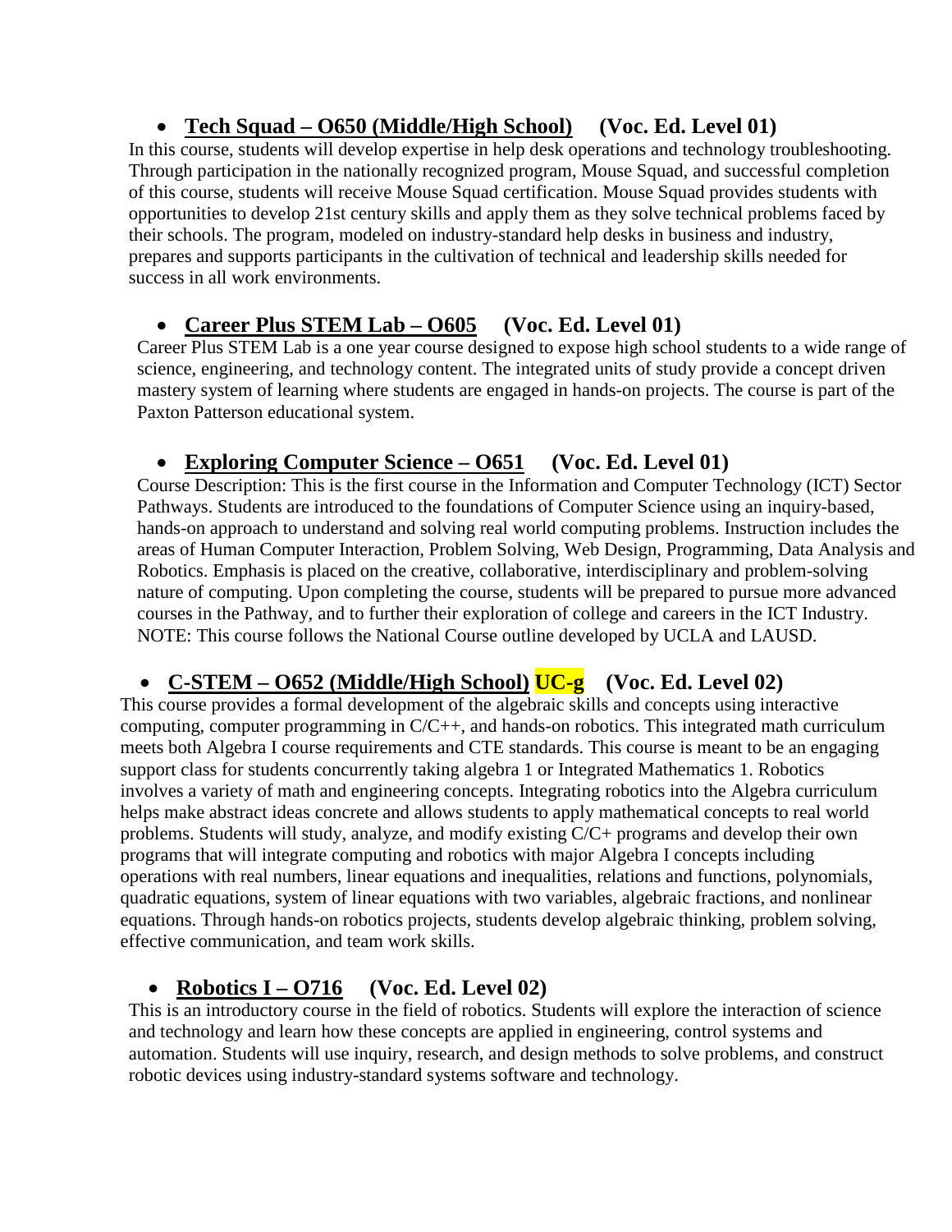- **<u>Tech Squad – O650 (Middle/High School)</u>     (Voc. Ed. Level 01)**

In this course, students will develop expertise in help desk operations and technology troubleshooting. Through participation in the nationally recognized program, Mouse Squad, and successful completion of this course, students will receive Mouse Squad certification. Mouse Squad provides students with opportunities to develop 21st century skills and apply them as they solve technical problems faced by their schools. The program, modeled on industry-standard help desks in business and industry, prepares and supports participants in the cultivation of technical and leadership skills needed for success in all work environments.

- **<u>Career Plus STEM Lab – O605</u>     (Voc. Ed. Level 01)**

Career Plus STEM Lab is a one year course designed to expose high school students to a wide range of science, engineering, and technology content. The integrated units of study provide a concept driven mastery system of learning where students are engaged in hands-on projects. The course is part of the Paxton Patterson educational system.

- **<u>Exploring Computer Science – O651</u>     (Voc. Ed. Level 01)**

Course Description: This is the first course in the Information and Computer Technology (ICT) Sector Pathways. Students are introduced to the foundations of Computer Science using an inquiry-based, hands-on approach to understand and solving real world computing problems. Instruction includes the areas of Human Computer Interaction, Problem Solving, Web Design, Programming, Data Analysis and Robotics. Emphasis is placed on the creative, collaborative, interdisciplinary and problem-solving nature of computing. Upon completing the course, students will be prepared to pursue more advanced courses in the Pathway, and to further their exploration of college and careers in the ICT Industry. NOTE: This course follows the National Course outline developed by UCLA and LAUSD.

- **<u>C-STEM – O652 (Middle/High School)</u> UC-g     (Voc. Ed. Level 02)**

This course provides a formal development of the algebraic skills and concepts using interactive computing, computer programming in C/C++, and hands-on robotics. This integrated math curriculum meets both Algebra I course requirements and CTE standards. This course is meant to be an engaging support class for students concurrently taking algebra 1 or Integrated Mathematics 1. Robotics involves a variety of math and engineering concepts. Integrating robotics into the Algebra curriculum helps make abstract ideas concrete and allows students to apply mathematical concepts to real world problems. Students will study, analyze, and modify existing C/C+ programs and develop their own programs that will integrate computing and robotics with major Algebra I concepts including operations with real numbers, linear equations and inequalities, relations and functions, polynomials, quadratic equations, system of linear equations with two variables, algebraic fractions, and nonlinear equations. Through hands-on robotics projects, students develop algebraic thinking, problem solving, effective communication, and team work skills.

- **<u>Robotics I – O716</u>     (Voc. Ed. Level 02)**

This is an introductory course in the field of robotics. Students will explore the interaction of science and technology and learn how these concepts are applied in engineering, control systems and automation. Students will use inquiry, research, and design methods to solve problems, and construct robotic devices using industry-standard systems software and technology.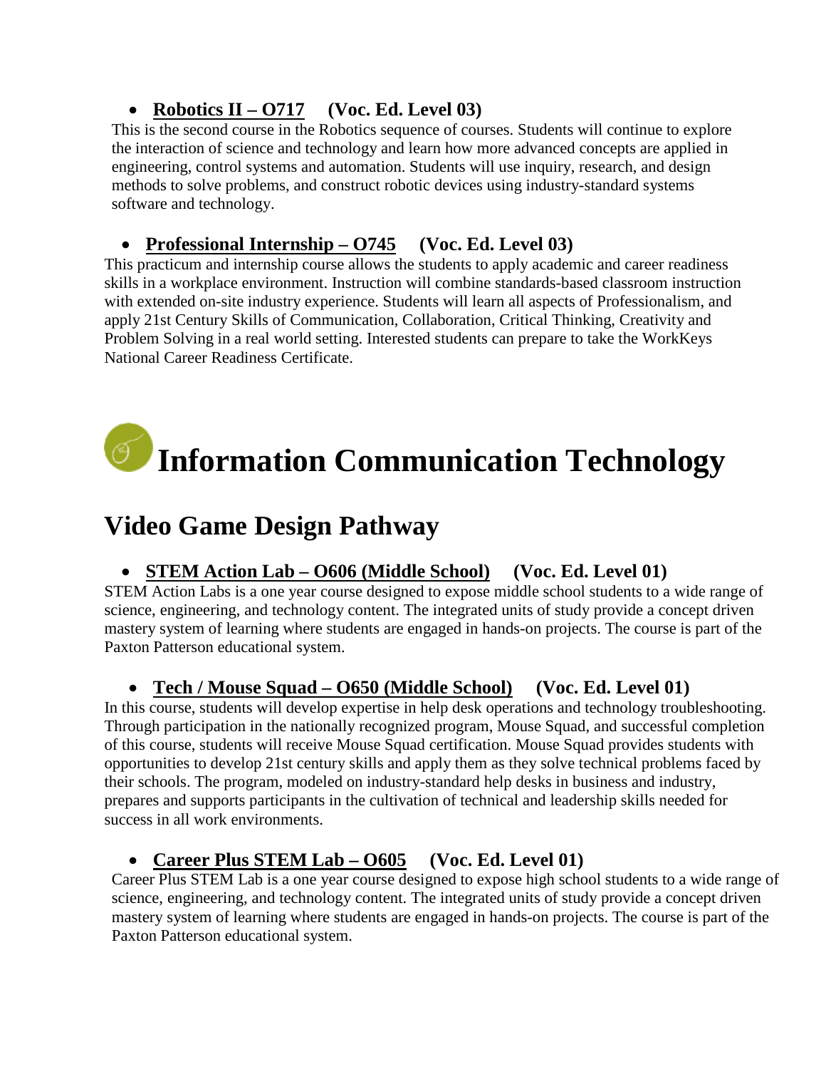- **Robotics II – O717 (Voc. Ed. Level 03)**

This is the second course in the Robotics sequence of courses. Students will continue to explore the interaction of science and technology and learn how more advanced concepts are applied in engineering, control systems and automation. Students will use inquiry, research, and design methods to solve problems, and construct robotic devices using industry-standard systems software and technology.

- **Professional Internship – O745 (Voc. Ed. Level 03)**

This practicum and internship course allows the students to apply academic and career readiness skills in a workplace environment. Instruction will combine standards-based classroom instruction with extended on-site industry experience. Students will learn all aspects of Professionalism, and apply 21st Century Skills of Communication, Collaboration, Critical Thinking, Creativity and Problem Solving in a real world setting. Interested students can prepare to take the WorkKeys National Career Readiness Certificate.

# Information Communication Technology

## Video Game Design Pathway

- **STEM Action Lab – O606 (Middle School) (Voc. Ed. Level 01)**

STEM Action Labs is a one year course designed to expose middle school students to a wide range of science, engineering, and technology content. The integrated units of study provide a concept driven mastery system of learning where students are engaged in hands-on projects. The course is part of the Paxton Patterson educational system.

- **Tech / Mouse Squad – O650 (Middle School) (Voc. Ed. Level 01)**

In this course, students will develop expertise in help desk operations and technology troubleshooting. Through participation in the nationally recognized program, Mouse Squad, and successful completion of this course, students will receive Mouse Squad certification. Mouse Squad provides students with opportunities to develop 21st century skills and apply them as they solve technical problems faced by their schools. The program, modeled on industry-standard help desks in business and industry, prepares and supports participants in the cultivation of technical and leadership skills needed for success in all work environments.

- **Career Plus STEM Lab – O605 (Voc. Ed. Level 01)**

Career Plus STEM Lab is a one year course designed to expose high school students to a wide range of science, engineering, and technology content. The integrated units of study provide a concept driven mastery system of learning where students are engaged in hands-on projects. The course is part of the Paxton Patterson educational system.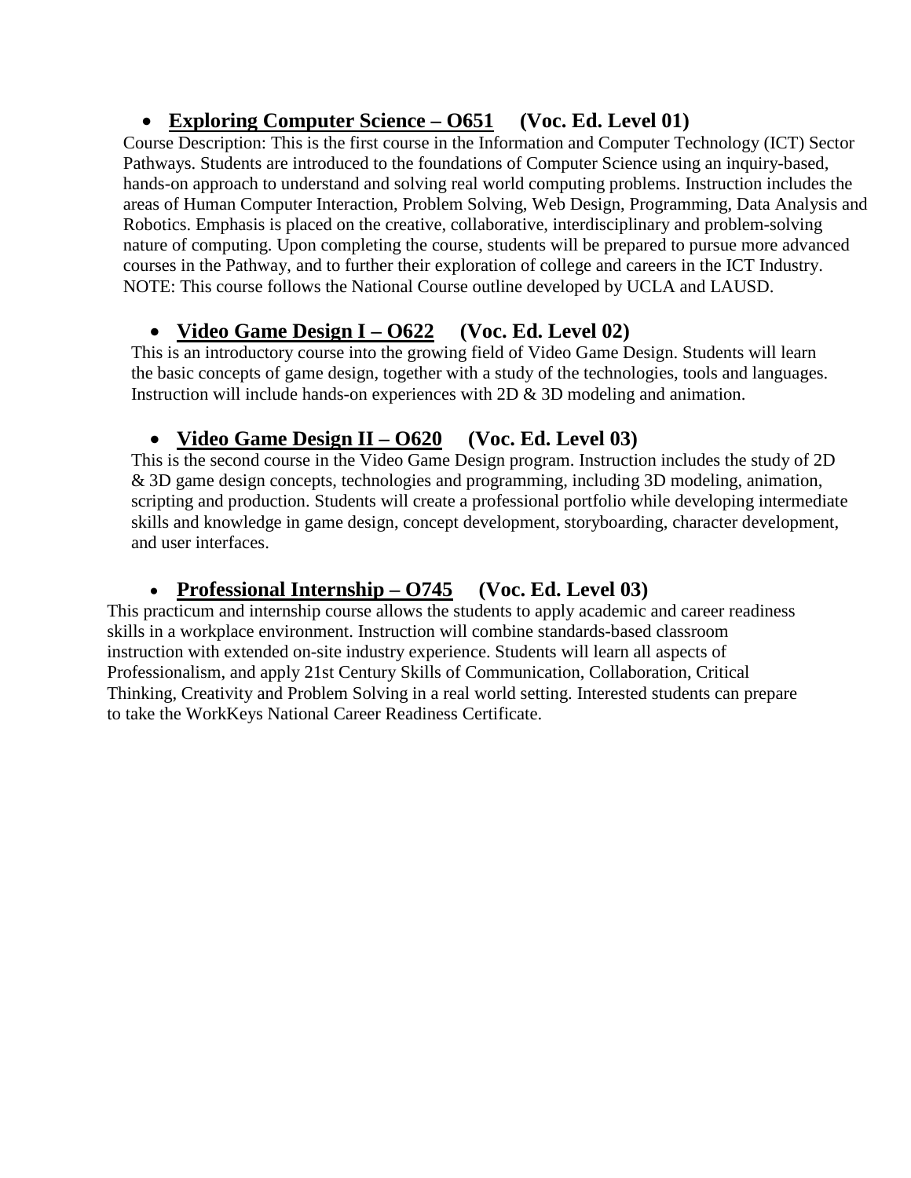- **<u>Exploring Computer Science – O651</u>     (Voc. Ed. Level 01)**

Course Description: This is the first course in the Information and Computer Technology (ICT) Sector Pathways. Students are introduced to the foundations of Computer Science using an inquiry-based, hands-on approach to understand and solving real world computing problems. Instruction includes the areas of Human Computer Interaction, Problem Solving, Web Design, Programming, Data Analysis and Robotics. Emphasis is placed on the creative, collaborative, interdisciplinary and problem-solving nature of computing. Upon completing the course, students will be prepared to pursue more advanced courses in the Pathway, and to further their exploration of college and careers in the ICT Industry. NOTE: This course follows the National Course outline developed by UCLA and LAUSD.

- **<u>Video Game Design I – O622</u>     (Voc. Ed. Level 02)**

This is an introductory course into the growing field of Video Game Design. Students will learn the basic concepts of game design, together with a study of the technologies, tools and languages. Instruction will include hands-on experiences with 2D & 3D modeling and animation.

- **<u>Video Game Design II – O620</u>     (Voc. Ed. Level 03)**

This is the second course in the Video Game Design program. Instruction includes the study of 2D & 3D game design concepts, technologies and programming, including 3D modeling, animation, scripting and production. Students will create a professional portfolio while developing intermediate skills and knowledge in game design, concept development, storyboarding, character development, and user interfaces.

- **<u>Professional Internship – O745</u>     (Voc. Ed. Level 03)**

This practicum and internship course allows the students to apply academic and career readiness skills in a workplace environment. Instruction will combine standards-based classroom instruction with extended on-site industry experience. Students will learn all aspects of Professionalism, and apply 21st Century Skills of Communication, Collaboration, Critical Thinking, Creativity and Problem Solving in a real world setting. Interested students can prepare to take the WorkKeys National Career Readiness Certificate.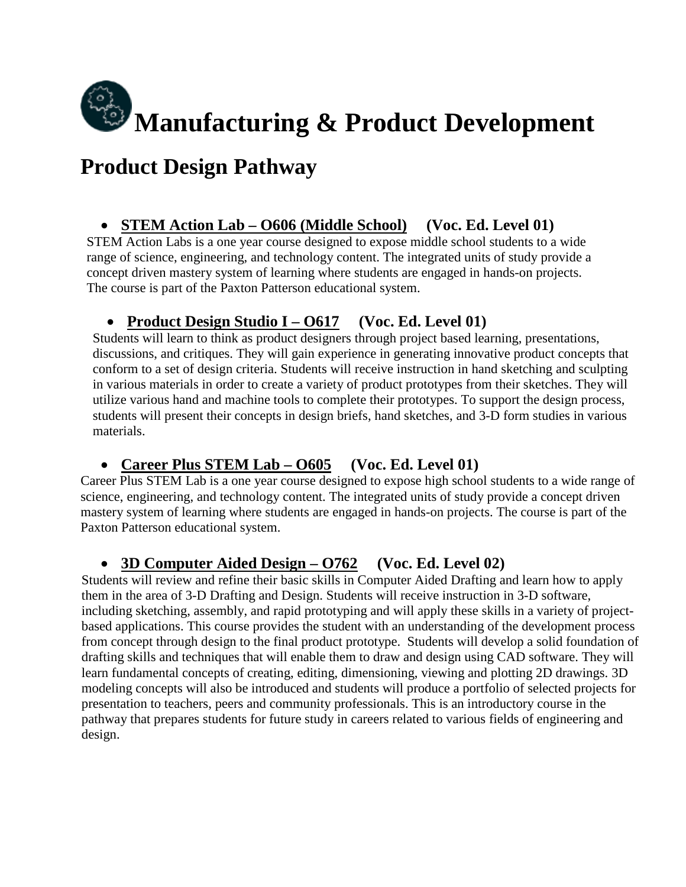# Manufacturing & Product Development

## Product Design Pathway

- **STEM Action Lab – O606 (Middle School)** **(Voc. Ed. Level 01)**

STEM Action Labs is a one year course designed to expose middle school students to a wide range of science, engineering, and technology content. The integrated units of study provide a concept driven mastery system of learning where students are engaged in hands-on projects. The course is part of the Paxton Patterson educational system.

- **Product Design Studio I – O617** **(Voc. Ed. Level 01)**

Students will learn to think as product designers through project based learning, presentations, discussions, and critiques. They will gain experience in generating innovative product concepts that conform to a set of design criteria. Students will receive instruction in hand sketching and sculpting in various materials in order to create a variety of product prototypes from their sketches. They will utilize various hand and machine tools to complete their prototypes. To support the design process, students will present their concepts in design briefs, hand sketches, and 3-D form studies in various materials.

- **Career Plus STEM Lab – O605** **(Voc. Ed. Level 01)**

Career Plus STEM Lab is a one year course designed to expose high school students to a wide range of science, engineering, and technology content. The integrated units of study provide a concept driven mastery system of learning where students are engaged in hands-on projects. The course is part of the Paxton Patterson educational system.

- **3D Computer Aided Design – O762** **(Voc. Ed. Level 02)**

Students will review and refine their basic skills in Computer Aided Drafting and learn how to apply them in the area of 3-D Drafting and Design. Students will receive instruction in 3-D software, including sketching, assembly, and rapid prototyping and will apply these skills in a variety of project-based applications. This course provides the student with an understanding of the development process from concept through design to the final product prototype. Students will develop a solid foundation of drafting skills and techniques that will enable them to draw and design using CAD software. They will learn fundamental concepts of creating, editing, dimensioning, viewing and plotting 2D drawings. 3D modeling concepts will also be introduced and students will produce a portfolio of selected projects for presentation to teachers, peers and community professionals. This is an introductory course in the pathway that prepares students for future study in careers related to various fields of engineering and design.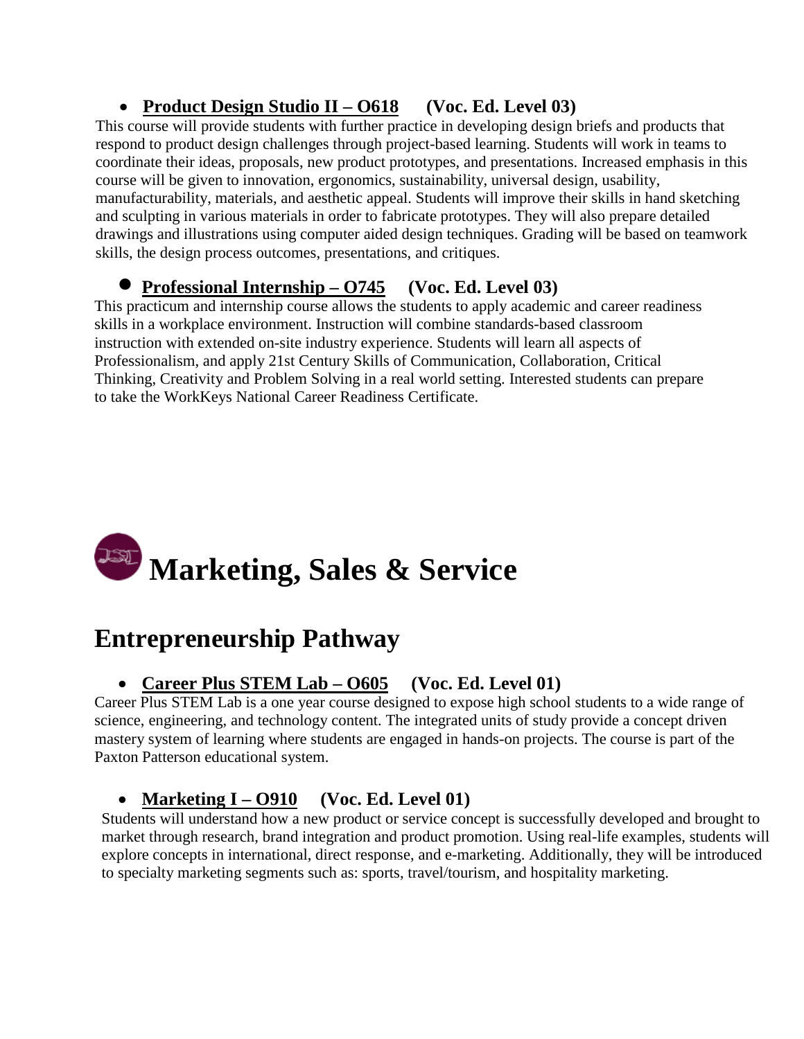- **<u>Product Design Studio II – O618</u> (Voc. Ed. Level 03)**

This course will provide students with further practice in developing design briefs and products that respond to product design challenges through project-based learning. Students will work in teams to coordinate their ideas, proposals, new product prototypes, and presentations. Increased emphasis in this course will be given to innovation, ergonomics, sustainability, universal design, usability, manufacturability, materials, and aesthetic appeal. Students will improve their skills in hand sketching and sculpting in various materials in order to fabricate prototypes. They will also prepare detailed drawings and illustrations using computer aided design techniques. Grading will be based on teamwork skills, the design process outcomes, presentations, and critiques.

- **<u>Professional Internship – O745</u> (Voc. Ed. Level 03)**

This practicum and internship course allows the students to apply academic and career readiness skills in a workplace environment. Instruction will combine standards-based classroom instruction with extended on-site industry experience. Students will learn all aspects of Professionalism, and apply 21st Century Skills of Communication, Collaboration, Critical Thinking, Creativity and Problem Solving in a real world setting. Interested students can prepare to take the WorkKeys National Career Readiness Certificate.

# Marketing, Sales & Service

## Entrepreneurship Pathway

- **<u>Career Plus STEM Lab – O605</u> (Voc. Ed. Level 01)**

Career Plus STEM Lab is a one year course designed to expose high school students to a wide range of science, engineering, and technology content. The integrated units of study provide a concept driven mastery system of learning where students are engaged in hands-on projects. The course is part of the Paxton Patterson educational system.

- **<u>Marketing I – O910</u> (Voc. Ed. Level 01)**

Students will understand how a new product or service concept is successfully developed and brought to market through research, brand integration and product promotion. Using real-life examples, students will explore concepts in international, direct response, and e-marketing. Additionally, they will be introduced to specialty marketing segments such as: sports, travel/tourism, and hospitality marketing.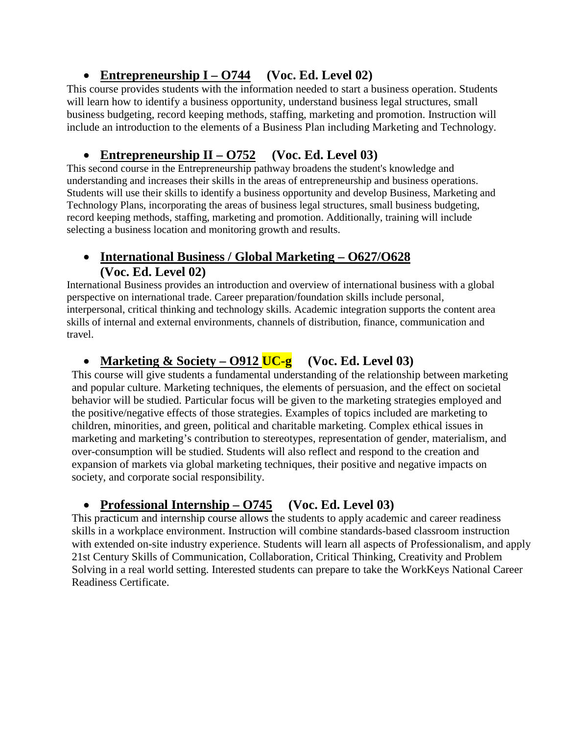- **Entrepreneurship I – O744 (Voc. Ed. Level 02)**

This course provides students with the information needed to start a business operation. Students will learn how to identify a business opportunity, understand business legal structures, small business budgeting, record keeping methods, staffing, marketing and promotion. Instruction will include an introduction to the elements of a Business Plan including Marketing and Technology.

- **Entrepreneurship II – O752 (Voc. Ed. Level 03)**

This second course in the Entrepreneurship pathway broadens the student's knowledge and understanding and increases their skills in the areas of entrepreneurship and business operations. Students will use their skills to identify a business opportunity and develop Business, Marketing and Technology Plans, incorporating the areas of business legal structures, small business budgeting, record keeping methods, staffing, marketing and promotion. Additionally, training will include selecting a business location and monitoring growth and results.

- **International Business / Global Marketing – O627/O628 (Voc. Ed. Level 02)**

International Business provides an introduction and overview of international business with a global perspective on international trade. Career preparation/foundation skills include personal, interpersonal, critical thinking and technology skills. Academic integration supports the content area skills of internal and external environments, channels of distribution, finance, communication and travel.

- **Marketing & Society – O912 UC-g (Voc. Ed. Level 03)**

This course will give students a fundamental understanding of the relationship between marketing and popular culture. Marketing techniques, the elements of persuasion, and the effect on societal behavior will be studied. Particular focus will be given to the marketing strategies employed and the positive/negative effects of those strategies. Examples of topics included are marketing to children, minorities, and green, political and charitable marketing. Complex ethical issues in marketing and marketing's contribution to stereotypes, representation of gender, materialism, and over-consumption will be studied. Students will also reflect and respond to the creation and expansion of markets via global marketing techniques, their positive and negative impacts on society, and corporate social responsibility.

- **Professional Internship – O745 (Voc. Ed. Level 03)**

This practicum and internship course allows the students to apply academic and career readiness skills in a workplace environment. Instruction will combine standards-based classroom instruction with extended on-site industry experience. Students will learn all aspects of Professionalism, and apply 21st Century Skills of Communication, Collaboration, Critical Thinking, Creativity and Problem Solving in a real world setting. Interested students can prepare to take the WorkKeys National Career Readiness Certificate.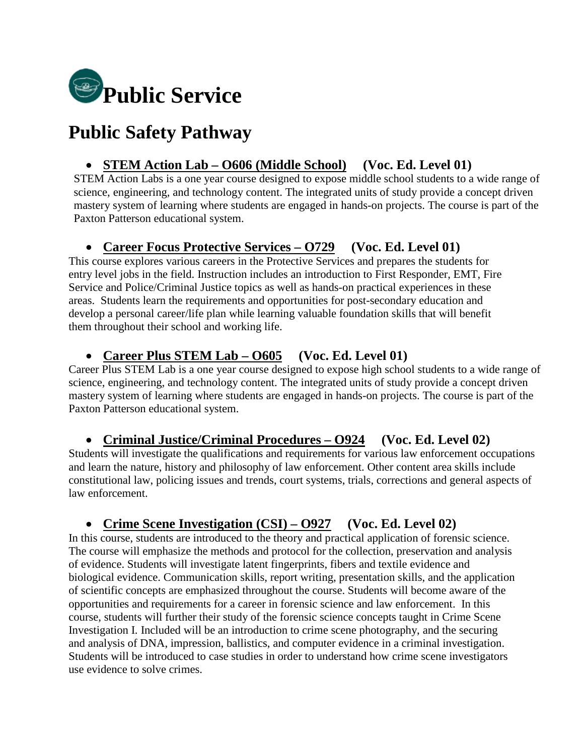# Public Service

## Public Safety Pathway

- **<u>STEM Action Lab – O606 (Middle School)</u> (Voc. Ed. Level 01)**

STEM Action Labs is a one year course designed to expose middle school students to a wide range of science, engineering, and technology content. The integrated units of study provide a concept driven mastery system of learning where students are engaged in hands-on projects. The course is part of the Paxton Patterson educational system.

- **<u>Career Focus Protective Services – O729</u> (Voc. Ed. Level 01)**

This course explores various careers in the Protective Services and prepares the students for entry level jobs in the field. Instruction includes an introduction to First Responder, EMT, Fire Service and Police/Criminal Justice topics as well as hands-on practical experiences in these areas. Students learn the requirements and opportunities for post-secondary education and develop a personal career/life plan while learning valuable foundation skills that will benefit them throughout their school and working life.

- **<u>Career Plus STEM Lab – O605</u> (Voc. Ed. Level 01)**

Career Plus STEM Lab is a one year course designed to expose high school students to a wide range of science, engineering, and technology content. The integrated units of study provide a concept driven mastery system of learning where students are engaged in hands-on projects. The course is part of the Paxton Patterson educational system.

- **<u>Criminal Justice/Criminal Procedures – O924</u> (Voc. Ed. Level 02)**

Students will investigate the qualifications and requirements for various law enforcement occupations and learn the nature, history and philosophy of law enforcement. Other content area skills include constitutional law, policing issues and trends, court systems, trials, corrections and general aspects of law enforcement.

- **<u>Crime Scene Investigation (CSI) – O927</u> (Voc. Ed. Level 02)**

In this course, students are introduced to the theory and practical application of forensic science. The course will emphasize the methods and protocol for the collection, preservation and analysis of evidence. Students will investigate latent fingerprints, fibers and textile evidence and biological evidence. Communication skills, report writing, presentation skills, and the application of scientific concepts are emphasized throughout the course. Students will become aware of the opportunities and requirements for a career in forensic science and law enforcement. In this course, students will further their study of the forensic science concepts taught in Crime Scene Investigation I. Included will be an introduction to crime scene photography, and the securing and analysis of DNA, impression, ballistics, and computer evidence in a criminal investigation. Students will be introduced to case studies in order to understand how crime scene investigators use evidence to solve crimes.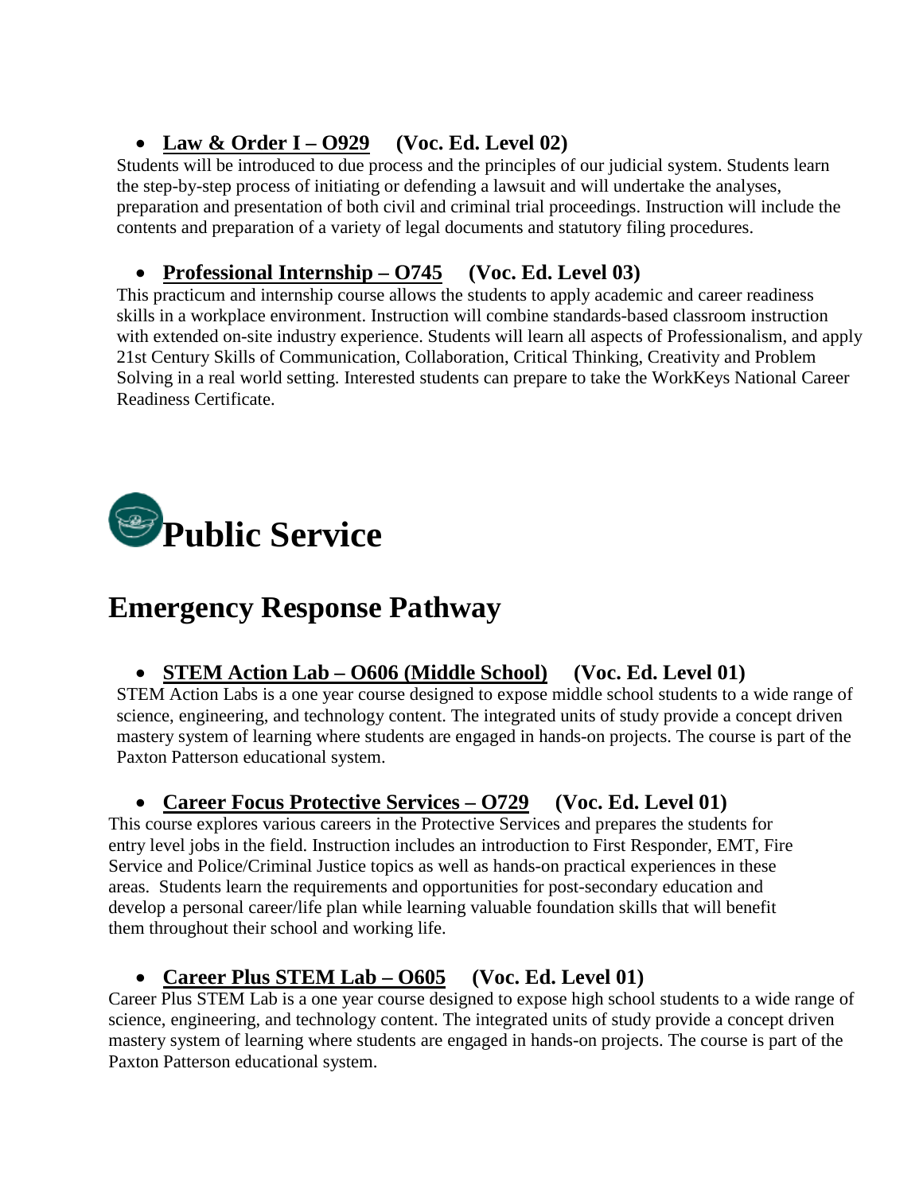- **Law & Order I – O929** **(Voc. Ed. Level 02)**

Students will be introduced to due process and the principles of our judicial system. Students learn the step-by-step process of initiating or defending a lawsuit and will undertake the analyses, preparation and presentation of both civil and criminal trial proceedings. Instruction will include the contents and preparation of a variety of legal documents and statutory filing procedures.

- **Professional Internship – O745** **(Voc. Ed. Level 03)**

This practicum and internship course allows the students to apply academic and career readiness skills in a workplace environment. Instruction will combine standards-based classroom instruction with extended on-site industry experience. Students will learn all aspects of Professionalism, and apply 21st Century Skills of Communication, Collaboration, Critical Thinking, Creativity and Problem Solving in a real world setting. Interested students can prepare to take the WorkKeys National Career Readiness Certificate.

# Public Service

## Emergency Response Pathway

- **STEM Action Lab – O606 (Middle School)** **(Voc. Ed. Level 01)**

STEM Action Labs is a one year course designed to expose middle school students to a wide range of science, engineering, and technology content. The integrated units of study provide a concept driven mastery system of learning where students are engaged in hands-on projects. The course is part of the Paxton Patterson educational system.

- **Career Focus Protective Services – O729** **(Voc. Ed. Level 01)**

This course explores various careers in the Protective Services and prepares the students for entry level jobs in the field. Instruction includes an introduction to First Responder, EMT, Fire Service and Police/Criminal Justice topics as well as hands-on practical experiences in these areas. Students learn the requirements and opportunities for post-secondary education and develop a personal career/life plan while learning valuable foundation skills that will benefit them throughout their school and working life.

- **Career Plus STEM Lab – O605** **(Voc. Ed. Level 01)**

Career Plus STEM Lab is a one year course designed to expose high school students to a wide range of science, engineering, and technology content. The integrated units of study provide a concept driven mastery system of learning where students are engaged in hands-on projects. The course is part of the Paxton Patterson educational system.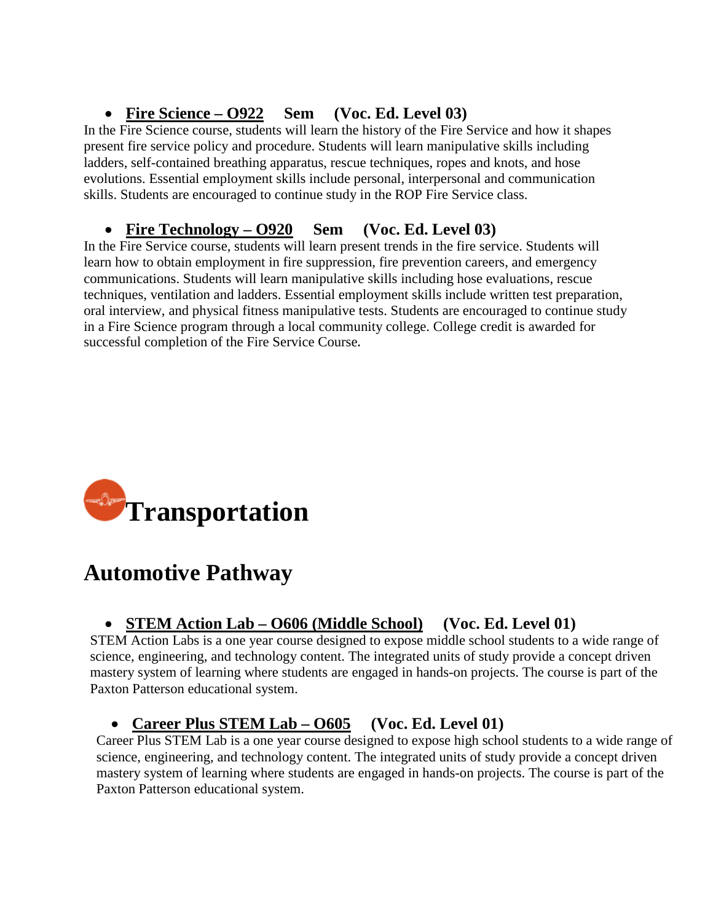- **<u>Fire Science – O922</u>    Sem    (Voc. Ed. Level 03)**

In the Fire Science course, students will learn the history of the Fire Service and how it shapes present fire service policy and procedure. Students will learn manipulative skills including ladders, self-contained breathing apparatus, rescue techniques, ropes and knots, and hose evolutions. Essential employment skills include personal, interpersonal and communication skills. Students are encouraged to continue study in the ROP Fire Service class.

- **<u>Fire Technology – O920</u>    Sem    (Voc. Ed. Level 03)**

In the Fire Service course, students will learn present trends in the fire service. Students will learn how to obtain employment in fire suppression, fire prevention careers, and emergency communications. Students will learn manipulative skills including hose evaluations, rescue techniques, ventilation and ladders. Essential employment skills include written test preparation, oral interview, and physical fitness manipulative tests. Students are encouraged to continue study in a Fire Science program through a local community college. College credit is awarded for successful completion of the Fire Service Course.

# Transportation

## Automotive Pathway

- **<u>STEM Action Lab – O606 (Middle School)</u>    (Voc. Ed. Level 01)**

STEM Action Labs is a one year course designed to expose middle school students to a wide range of science, engineering, and technology content. The integrated units of study provide a concept driven mastery system of learning where students are engaged in hands-on projects. The course is part of the Paxton Patterson educational system.

- **<u>Career Plus STEM Lab – O605</u>    (Voc. Ed. Level 01)**

Career Plus STEM Lab is a one year course designed to expose high school students to a wide range of science, engineering, and technology content. The integrated units of study provide a concept driven mastery system of learning where students are engaged in hands-on projects. The course is part of the Paxton Patterson educational system.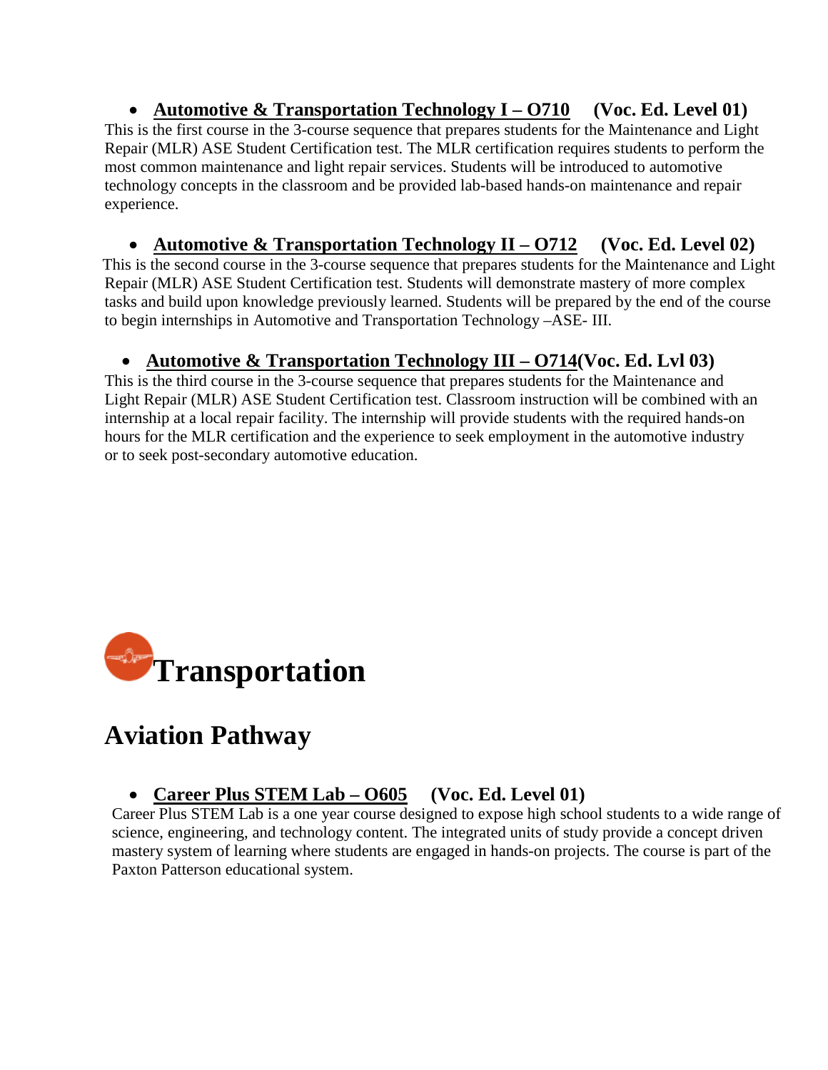- **<u>Automotive & Transportation Technology I – O710</u> (Voc. Ed. Level 01)**

This is the first course in the 3-course sequence that prepares students for the Maintenance and Light Repair (MLR) ASE Student Certification test. The MLR certification requires students to perform the most common maintenance and light repair services. Students will be introduced to automotive technology concepts in the classroom and be provided lab-based hands-on maintenance and repair experience.

- **<u>Automotive & Transportation Technology II – O712</u> (Voc. Ed. Level 02)**

This is the second course in the 3-course sequence that prepares students for the Maintenance and Light Repair (MLR) ASE Student Certification test. Students will demonstrate mastery of more complex tasks and build upon knowledge previously learned. Students will be prepared by the end of the course to begin internships in Automotive and Transportation Technology –ASE- III.

- **<u>Automotive & Transportation Technology III – O714</u>(Voc. Ed. Lvl 03)**

This is the third course in the 3-course sequence that prepares students for the Maintenance and Light Repair (MLR) ASE Student Certification test. Classroom instruction will be combined with an internship at a local repair facility. The internship will provide students with the required hands-on hours for the MLR certification and the experience to seek employment in the automotive industry or to seek post-secondary automotive education.

# Transportation

## Aviation Pathway

- **<u>Career Plus STEM Lab – O605</u> (Voc. Ed. Level 01)**

Career Plus STEM Lab is a one year course designed to expose high school students to a wide range of science, engineering, and technology content. The integrated units of study provide a concept driven mastery system of learning where students are engaged in hands-on projects. The course is part of the Paxton Patterson educational system.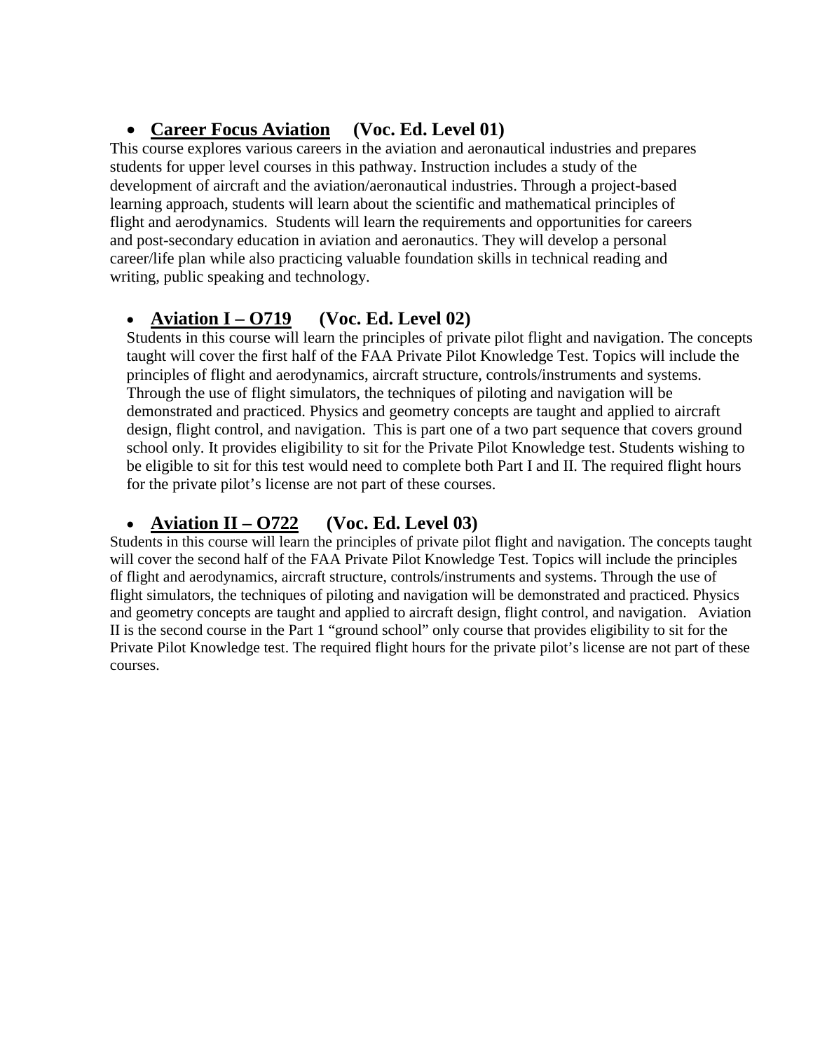- **<u>Career Focus Aviation</u>     (Voc. Ed. Level 01)**

This course explores various careers in the aviation and aeronautical industries and prepares students for upper level courses in this pathway. Instruction includes a study of the development of aircraft and the aviation/aeronautical industries. Through a project-based learning approach, students will learn about the scientific and mathematical principles of flight and aerodynamics. Students will learn the requirements and opportunities for careers and post-secondary education in aviation and aeronautics. They will develop a personal career/life plan while also practicing valuable foundation skills in technical reading and writing, public speaking and technology.

- **<u>Aviation I – O719</u>     (Voc. Ed. Level 02)**

  Students in this course will learn the principles of private pilot flight and navigation. The concepts taught will cover the first half of the FAA Private Pilot Knowledge Test. Topics will include the principles of flight and aerodynamics, aircraft structure, controls/instruments and systems. Through the use of flight simulators, the techniques of piloting and navigation will be demonstrated and practiced. Physics and geometry concepts are taught and applied to aircraft design, flight control, and navigation. This is part one of a two part sequence that covers ground school only. It provides eligibility to sit for the Private Pilot Knowledge test. Students wishing to be eligible to sit for this test would need to complete both Part I and II. The required flight hours for the private pilot's license are not part of these courses.

- **<u>Aviation II – O722</u>     (Voc. Ed. Level 03)**

Students in this course will learn the principles of private pilot flight and navigation. The concepts taught will cover the second half of the FAA Private Pilot Knowledge Test. Topics will include the principles of flight and aerodynamics, aircraft structure, controls/instruments and systems. Through the use of flight simulators, the techniques of piloting and navigation will be demonstrated and practiced. Physics and geometry concepts are taught and applied to aircraft design, flight control, and navigation. Aviation II is the second course in the Part 1 "ground school" only course that provides eligibility to sit for the Private Pilot Knowledge test. The required flight hours for the private pilot's license are not part of these courses.